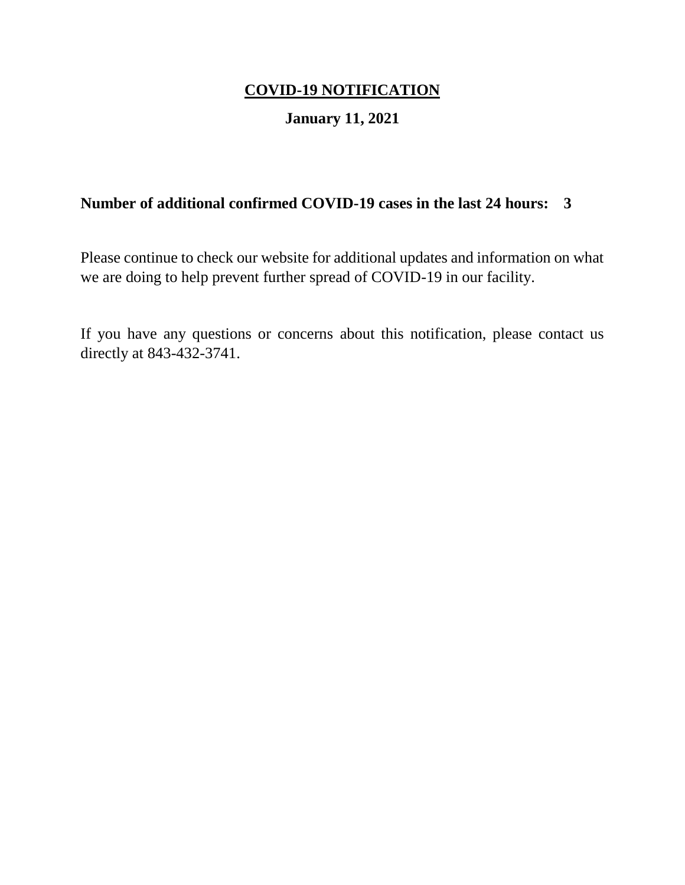# COVID-19 NOTIFICATION

**January 11, 2021**

**Number of additional confirmed COVID-19 cases in the last 24 hours: 3**

Please continue to check our website for additional updates and information on what we are doing to help prevent further spread of COVID-19 in our facility.

If you have any questions or concerns about this notification, please contact us directly at 843-432-3741.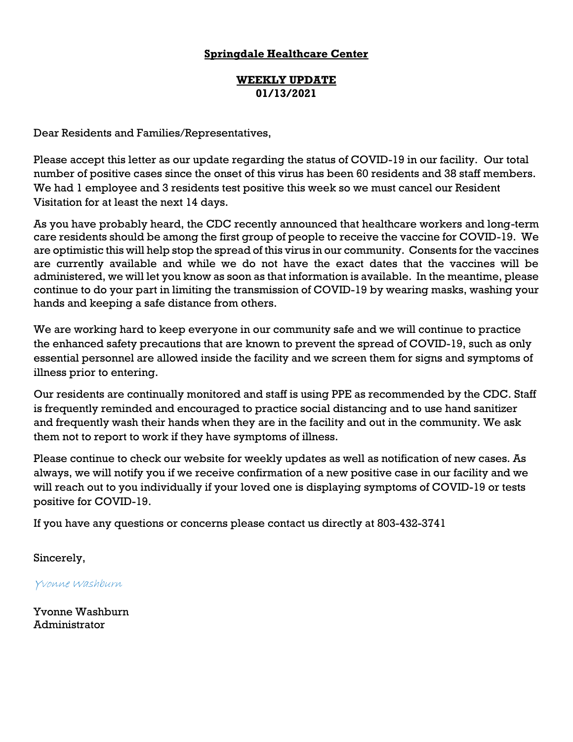**Springdale Healthcare Center**

**WEEKLY UPDATE**
**01/13/2021**

Dear Residents and Families/Representatives,

Please accept this letter as our update regarding the status of COVID-19 in our facility. Our total number of positive cases since the onset of this virus has been 60 residents and 38 staff members. We had 1 employee and 3 residents test positive this week so we must cancel our Resident Visitation for at least the next 14 days.

As you have probably heard, the CDC recently announced that healthcare workers and long-term care residents should be among the first group of people to receive the vaccine for COVID-19. We are optimistic this will help stop the spread of this virus in our community. Consents for the vaccines are currently available and while we do not have the exact dates that the vaccines will be administered, we will let you know as soon as that information is available. In the meantime, please continue to do your part in limiting the transmission of COVID-19 by wearing masks, washing your hands and keeping a safe distance from others.

We are working hard to keep everyone in our community safe and we will continue to practice the enhanced safety precautions that are known to prevent the spread of COVID-19, such as only essential personnel are allowed inside the facility and we screen them for signs and symptoms of illness prior to entering.

Our residents are continually monitored and staff is using PPE as recommended by the CDC. Staff is frequently reminded and encouraged to practice social distancing and to use hand sanitizer and frequently wash their hands when they are in the facility and out in the community. We ask them not to report to work if they have symptoms of illness.

Please continue to check our website for weekly updates as well as notification of new cases. As always, we will notify you if we receive confirmation of a new positive case in our facility and we will reach out to you individually if your loved one is displaying symptoms of COVID-19 or tests positive for COVID-19.

If you have any questions or concerns please contact us directly at 803-432-3741

Sincerely,

*Yvonne Washburn*

Yvonne Washburn
Administrator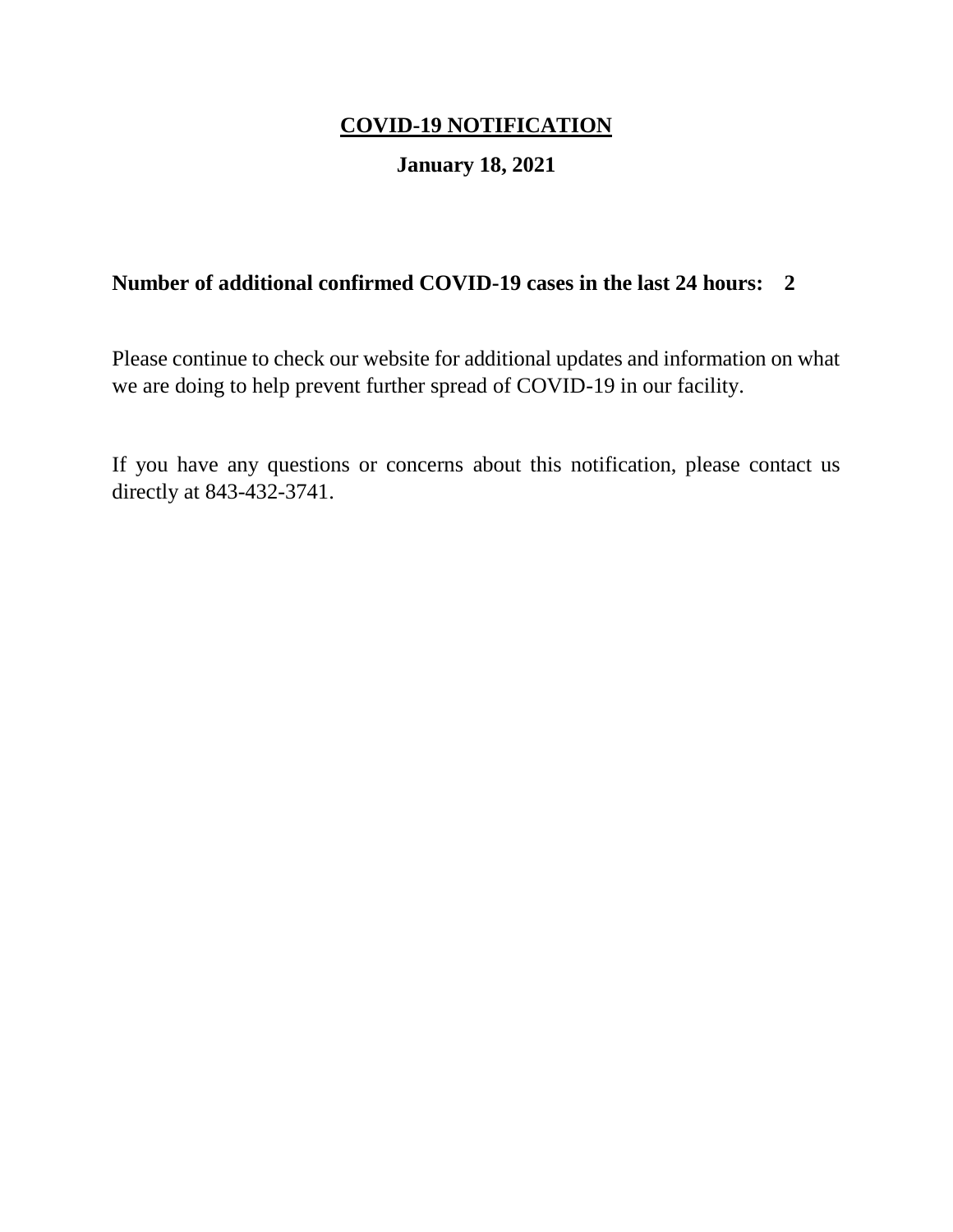# **COVID-19 NOTIFICATION**

**January 18, 2021**

**Number of additional confirmed COVID-19 cases in the last 24 hours: 2**

Please continue to check our website for additional updates and information on what we are doing to help prevent further spread of COVID-19 in our facility.

If you have any questions or concerns about this notification, please contact us directly at 843-432-3741.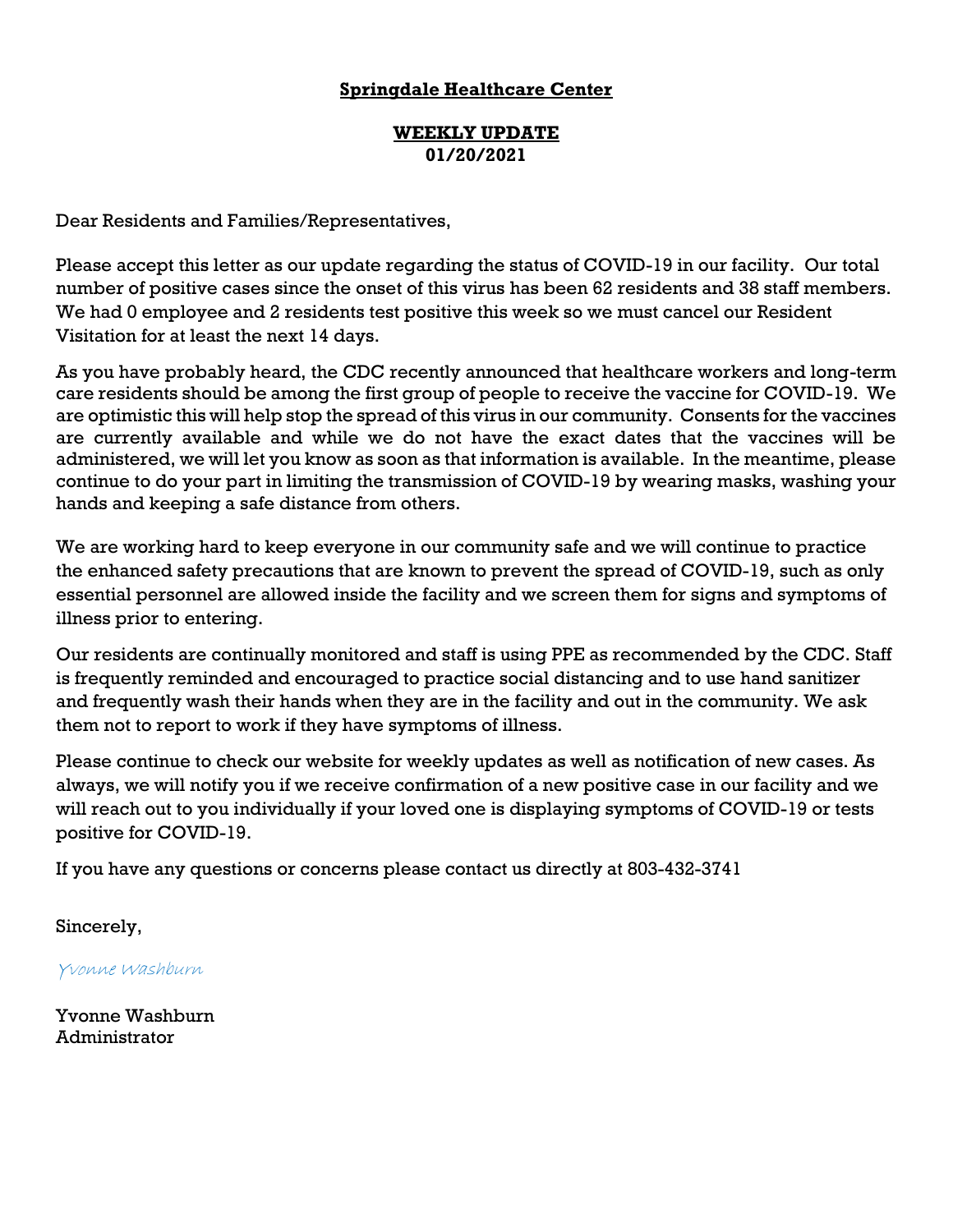**Springdale Healthcare Center**

**WEEKLY UPDATE**
**01/20/2021**

Dear Residents and Families/Representatives,

Please accept this letter as our update regarding the status of COVID-19 in our facility. Our total number of positive cases since the onset of this virus has been 62 residents and 38 staff members. We had 0 employee and 2 residents test positive this week so we must cancel our Resident Visitation for at least the next 14 days.

As you have probably heard, the CDC recently announced that healthcare workers and long-term care residents should be among the first group of people to receive the vaccine for COVID-19. We are optimistic this will help stop the spread of this virus in our community. Consents for the vaccines are currently available and while we do not have the exact dates that the vaccines will be administered, we will let you know as soon as that information is available. In the meantime, please continue to do your part in limiting the transmission of COVID-19 by wearing masks, washing your hands and keeping a safe distance from others.

We are working hard to keep everyone in our community safe and we will continue to practice the enhanced safety precautions that are known to prevent the spread of COVID-19, such as only essential personnel are allowed inside the facility and we screen them for signs and symptoms of illness prior to entering.

Our residents are continually monitored and staff is using PPE as recommended by the CDC. Staff is frequently reminded and encouraged to practice social distancing and to use hand sanitizer and frequently wash their hands when they are in the facility and out in the community. We ask them not to report to work if they have symptoms of illness.

Please continue to check our website for weekly updates as well as notification of new cases. As always, we will notify you if we receive confirmation of a new positive case in our facility and we will reach out to you individually if your loved one is displaying symptoms of COVID-19 or tests positive for COVID-19.

If you have any questions or concerns please contact us directly at 803-432-3741

Sincerely,

*Yvonne Washburn*

Yvonne Washburn
Administrator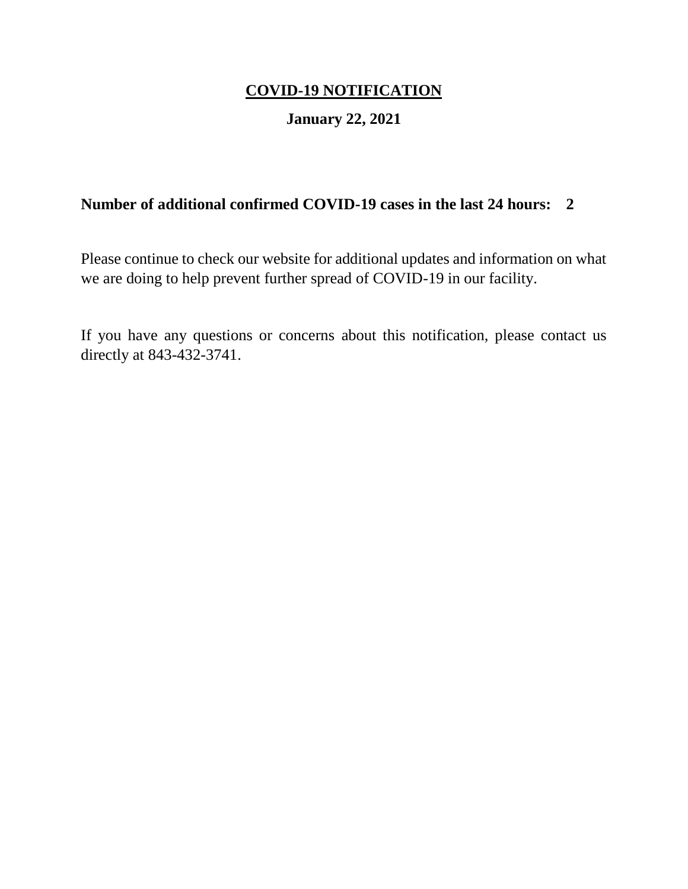# **COVID-19 NOTIFICATION**

**January 22, 2021**

**Number of additional confirmed COVID-19 cases in the last 24 hours: 2**

Please continue to check our website for additional updates and information on what we are doing to help prevent further spread of COVID-19 in our facility.

If you have any questions or concerns about this notification, please contact us directly at 843-432-3741.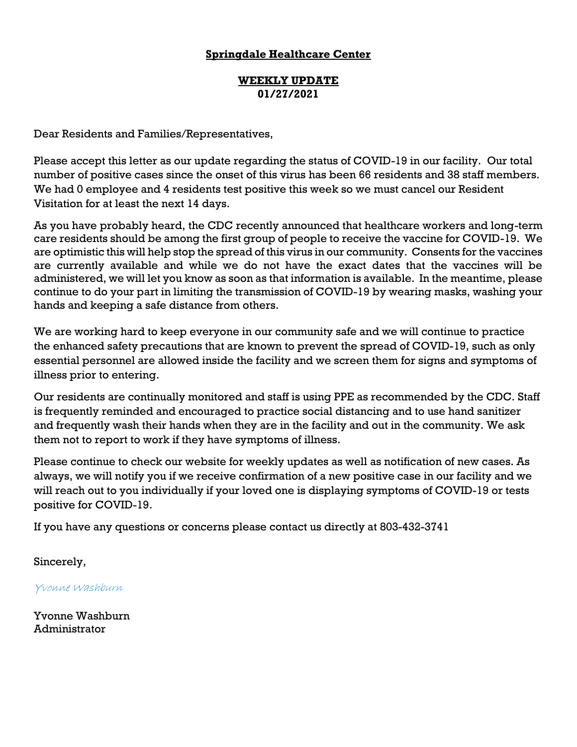**Springdale Healthcare Center**

**WEEKLY UPDATE**
**01/27/2021**

Dear Residents and Families/Representatives,

Please accept this letter as our update regarding the status of COVID-19 in our facility. Our total number of positive cases since the onset of this virus has been 66 residents and 38 staff members. We had 0 employee and 4 residents test positive this week so we must cancel our Resident Visitation for at least the next 14 days.

As you have probably heard, the CDC recently announced that healthcare workers and long-term care residents should be among the first group of people to receive the vaccine for COVID-19. We are optimistic this will help stop the spread of this virus in our community. Consents for the vaccines are currently available and while we do not have the exact dates that the vaccines will be administered, we will let you know as soon as that information is available. In the meantime, please continue to do your part in limiting the transmission of COVID-19 by wearing masks, washing your hands and keeping a safe distance from others.

We are working hard to keep everyone in our community safe and we will continue to practice the enhanced safety precautions that are known to prevent the spread of COVID-19, such as only essential personnel are allowed inside the facility and we screen them for signs and symptoms of illness prior to entering.

Our residents are continually monitored and staff is using PPE as recommended by the CDC. Staff is frequently reminded and encouraged to practice social distancing and to use hand sanitizer and frequently wash their hands when they are in the facility and out in the community. We ask them not to report to work if they have symptoms of illness.

Please continue to check our website for weekly updates as well as notification of new cases. As always, we will notify you if we receive confirmation of a new positive case in our facility and we will reach out to you individually if your loved one is displaying symptoms of COVID-19 or tests positive for COVID-19.

If you have any questions or concerns please contact us directly at 803-432-3741

Sincerely,

*Yvonne Washburn*

Yvonne Washburn
Administrator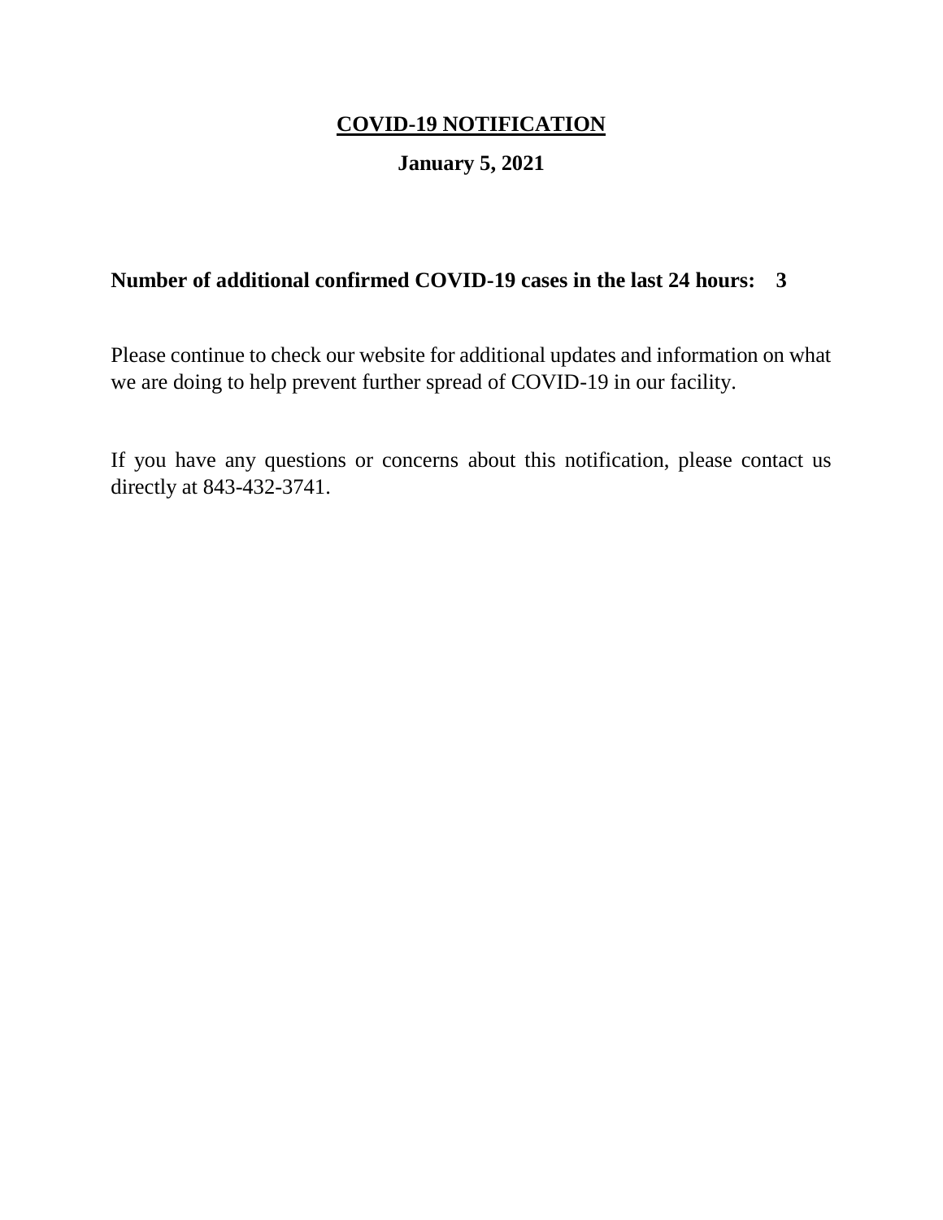# <u>COVID-19 NOTIFICATION</u>

**January 5, 2021**

**Number of additional confirmed COVID-19 cases in the last 24 hours: 3**

Please continue to check our website for additional updates and information on what we are doing to help prevent further spread of COVID-19 in our facility.

If you have any questions or concerns about this notification, please contact us directly at 843-432-3741.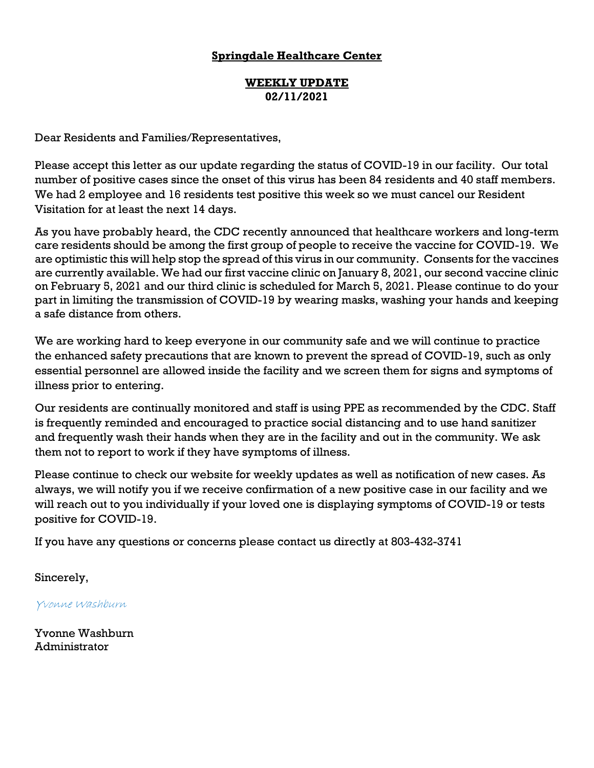**Springdale Healthcare Center**

**WEEKLY UPDATE**
**02/11/2021**

Dear Residents and Families/Representatives,

Please accept this letter as our update regarding the status of COVID-19 in our facility. Our total number of positive cases since the onset of this virus has been 84 residents and 40 staff members. We had 2 employee and 16 residents test positive this week so we must cancel our Resident Visitation for at least the next 14 days.

As you have probably heard, the CDC recently announced that healthcare workers and long-term care residents should be among the first group of people to receive the vaccine for COVID-19. We are optimistic this will help stop the spread of this virus in our community. Consents for the vaccines are currently available. We had our first vaccine clinic on January 8, 2021, our second vaccine clinic on February 5, 2021 and our third clinic is scheduled for March 5, 2021. Please continue to do your part in limiting the transmission of COVID-19 by wearing masks, washing your hands and keeping a safe distance from others.

We are working hard to keep everyone in our community safe and we will continue to practice the enhanced safety precautions that are known to prevent the spread of COVID-19, such as only essential personnel are allowed inside the facility and we screen them for signs and symptoms of illness prior to entering.

Our residents are continually monitored and staff is using PPE as recommended by the CDC. Staff is frequently reminded and encouraged to practice social distancing and to use hand sanitizer and frequently wash their hands when they are in the facility and out in the community. We ask them not to report to work if they have symptoms of illness.

Please continue to check our website for weekly updates as well as notification of new cases. As always, we will notify you if we receive confirmation of a new positive case in our facility and we will reach out to you individually if your loved one is displaying symptoms of COVID-19 or tests positive for COVID-19.

If you have any questions or concerns please contact us directly at 803-432-3741

Sincerely,

*Yvonne Washburn*

Yvonne Washburn
Administrator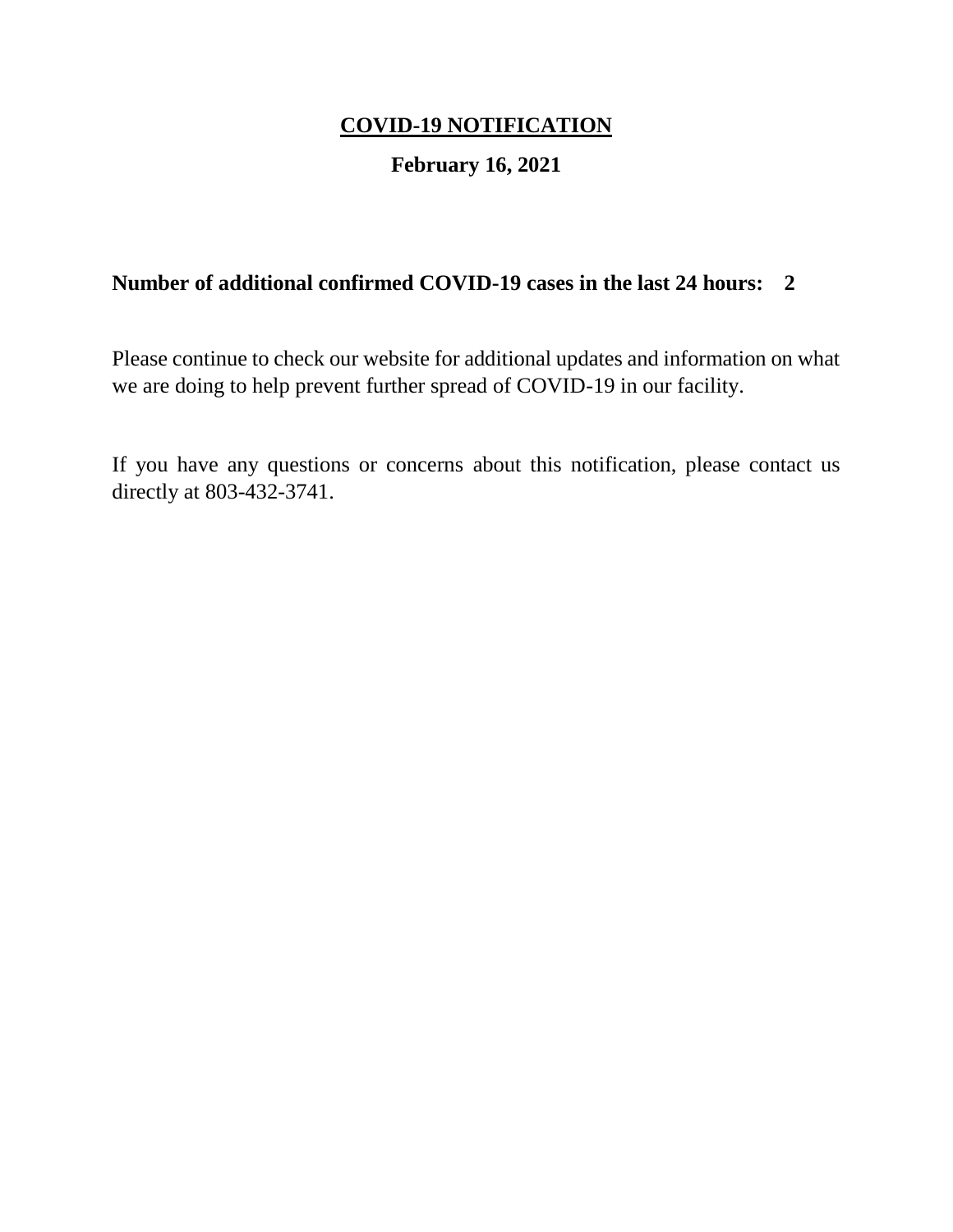# COVID-19 NOTIFICATION

## February 16, 2021

**Number of additional confirmed COVID-19 cases in the last 24 hours: 2**

Please continue to check our website for additional updates and information on what we are doing to help prevent further spread of COVID-19 in our facility.

If you have any questions or concerns about this notification, please contact us directly at 803-432-3741.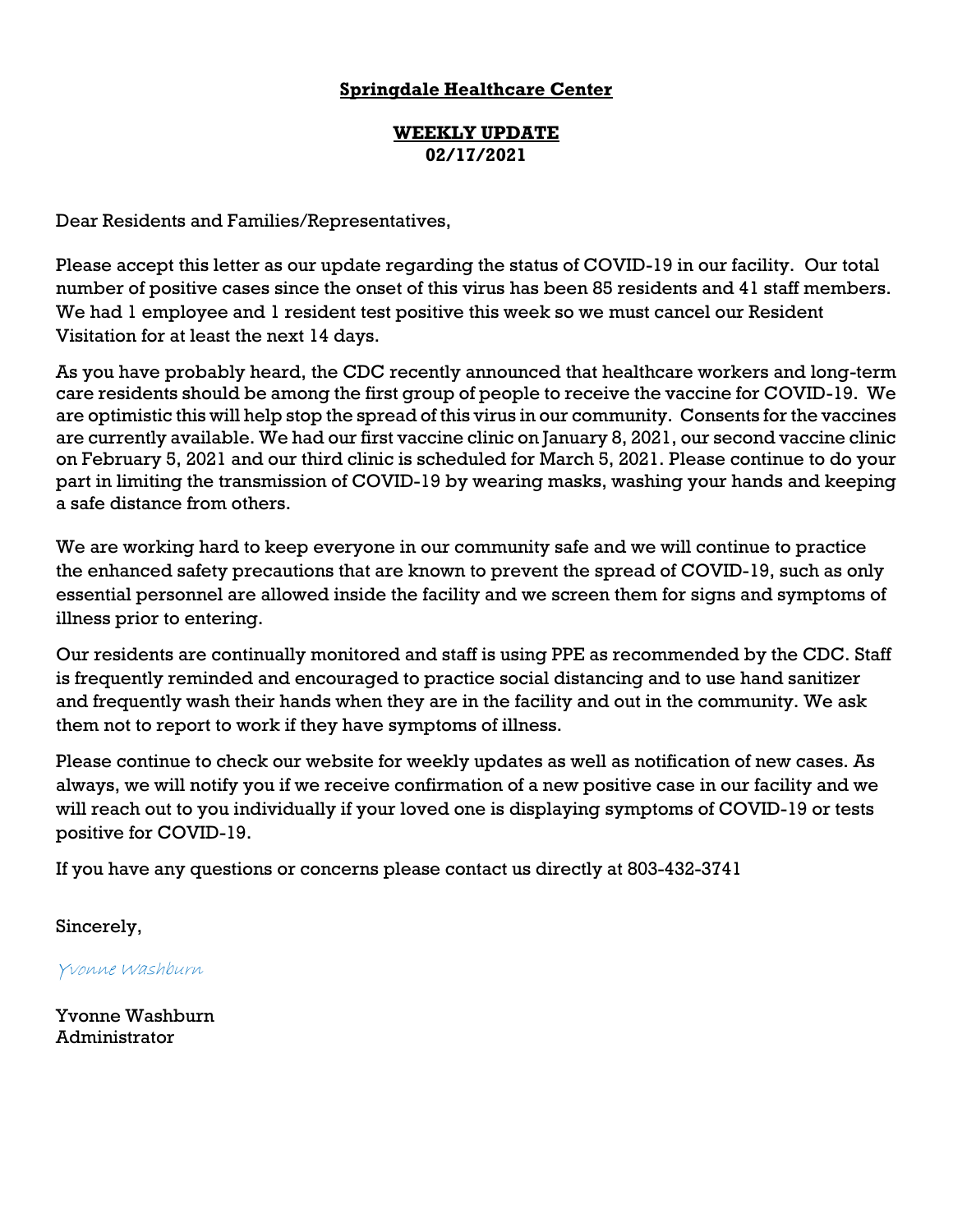**Springdale Healthcare Center**

**WEEKLY UPDATE**
**02/17/2021**

Dear Residents and Families/Representatives,

Please accept this letter as our update regarding the status of COVID-19 in our facility. Our total number of positive cases since the onset of this virus has been 85 residents and 41 staff members. We had 1 employee and 1 resident test positive this week so we must cancel our Resident Visitation for at least the next 14 days.

As you have probably heard, the CDC recently announced that healthcare workers and long-term care residents should be among the first group of people to receive the vaccine for COVID-19. We are optimistic this will help stop the spread of this virus in our community. Consents for the vaccines are currently available. We had our first vaccine clinic on January 8, 2021, our second vaccine clinic on February 5, 2021 and our third clinic is scheduled for March 5, 2021. Please continue to do your part in limiting the transmission of COVID-19 by wearing masks, washing your hands and keeping a safe distance from others.

We are working hard to keep everyone in our community safe and we will continue to practice the enhanced safety precautions that are known to prevent the spread of COVID-19, such as only essential personnel are allowed inside the facility and we screen them for signs and symptoms of illness prior to entering.

Our residents are continually monitored and staff is using PPE as recommended by the CDC. Staff is frequently reminded and encouraged to practice social distancing and to use hand sanitizer and frequently wash their hands when they are in the facility and out in the community. We ask them not to report to work if they have symptoms of illness.

Please continue to check our website for weekly updates as well as notification of new cases. As always, we will notify you if we receive confirmation of a new positive case in our facility and we will reach out to you individually if your loved one is displaying symptoms of COVID-19 or tests positive for COVID-19.

If you have any questions or concerns please contact us directly at 803-432-3741

Sincerely,

*Yvonne Washburn*

Yvonne Washburn
Administrator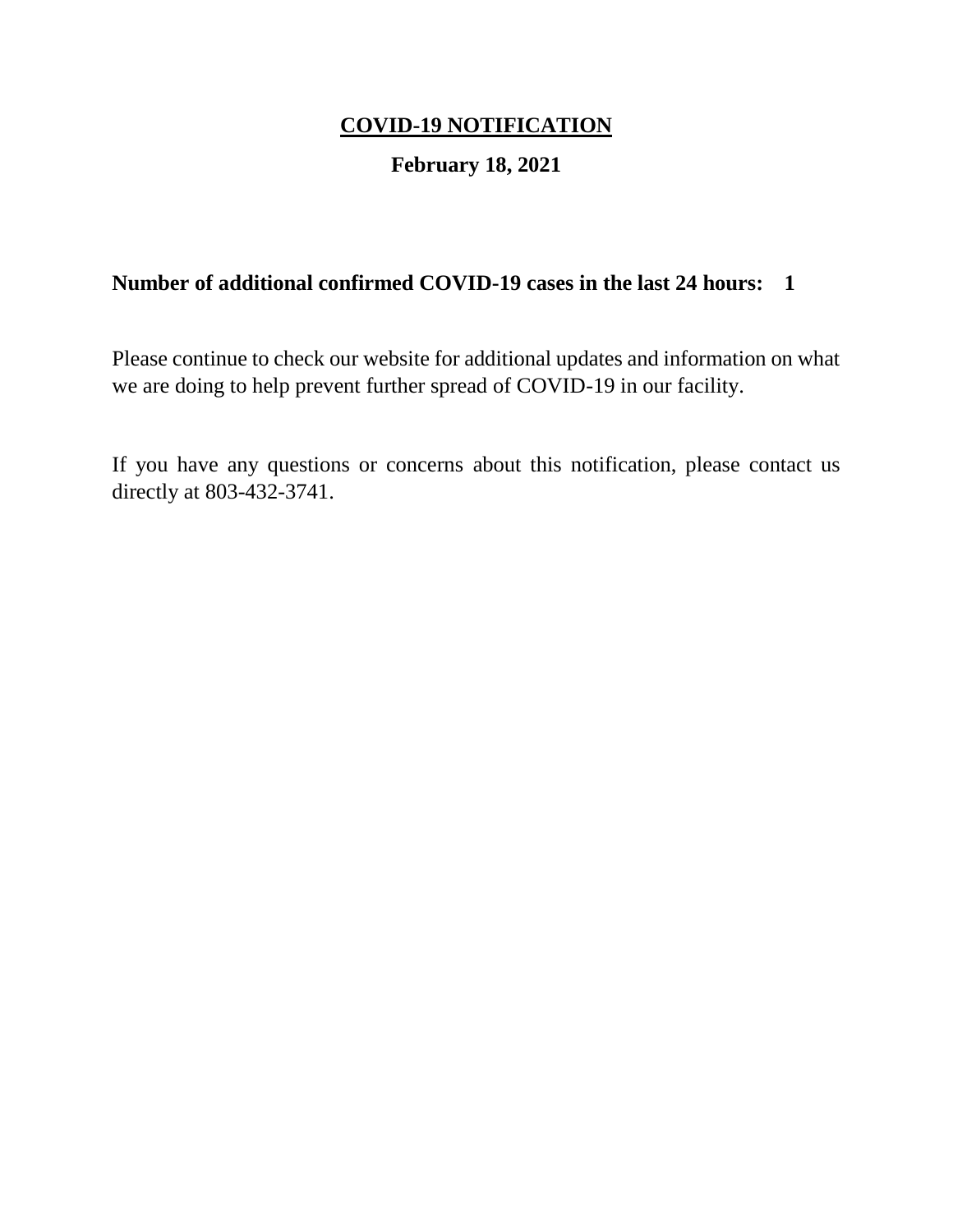# **COVID-19 NOTIFICATION**

**February 18, 2021**

**Number of additional confirmed COVID-19 cases in the last 24 hours: 1**

Please continue to check our website for additional updates and information on what we are doing to help prevent further spread of COVID-19 in our facility.

If you have any questions or concerns about this notification, please contact us directly at 803-432-3741.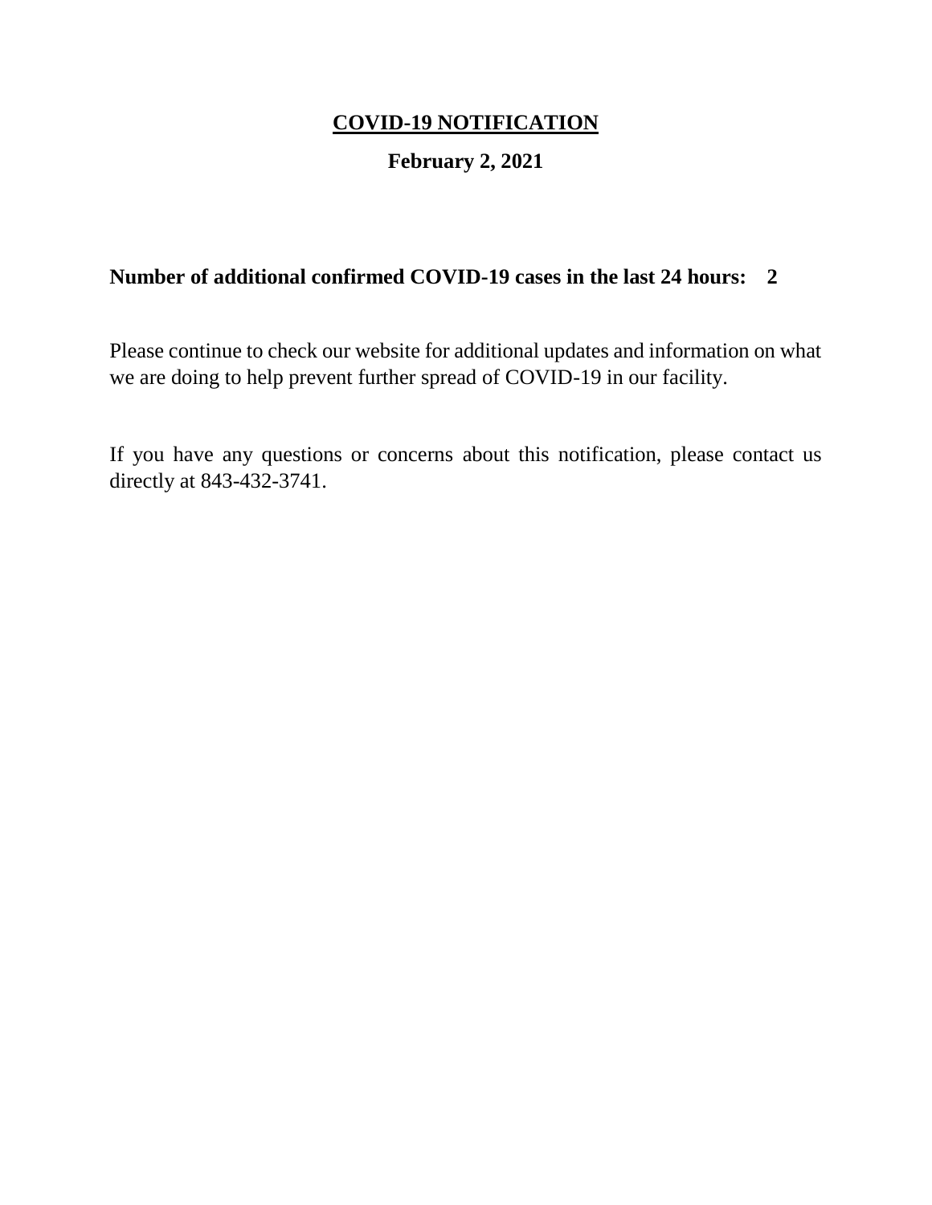# **COVID-19 NOTIFICATION**

**February 2, 2021**

**Number of additional confirmed COVID-19 cases in the last 24 hours: 2**

Please continue to check our website for additional updates and information on what we are doing to help prevent further spread of COVID-19 in our facility.

If you have any questions or concerns about this notification, please contact us directly at 843-432-3741.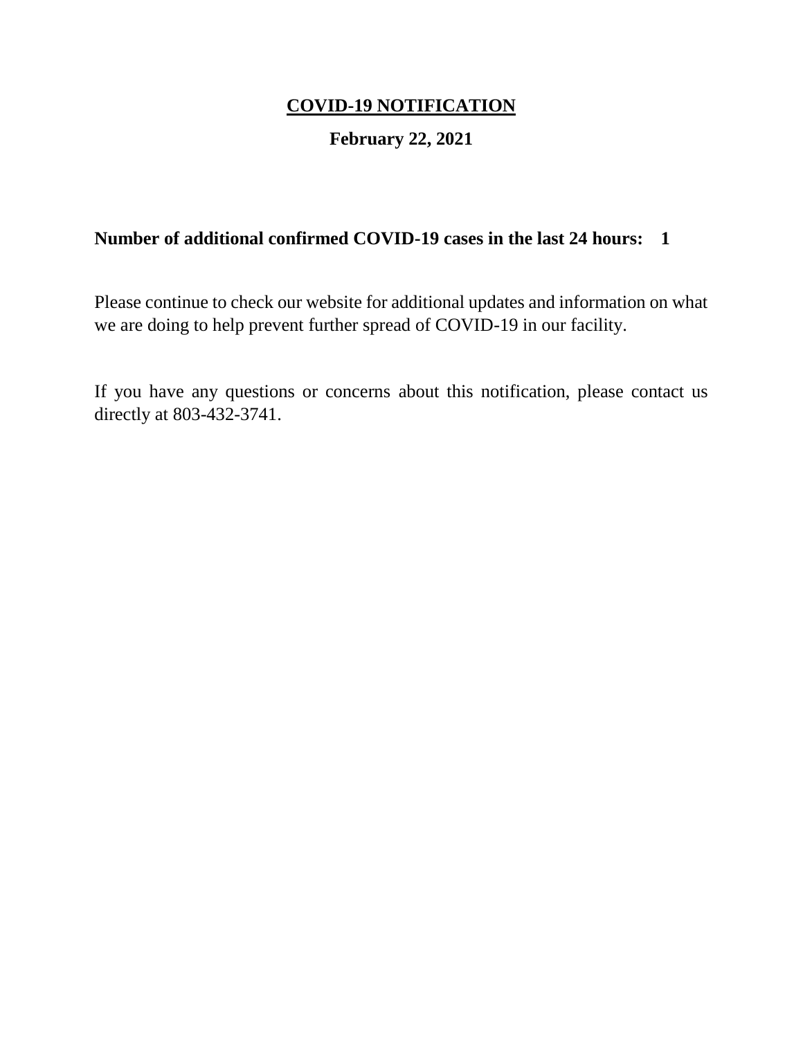# COVID-19 NOTIFICATION

## February 22, 2021

**Number of additional confirmed COVID-19 cases in the last 24 hours: 1**

Please continue to check our website for additional updates and information on what we are doing to help prevent further spread of COVID-19 in our facility.

If you have any questions or concerns about this notification, please contact us directly at 803-432-3741.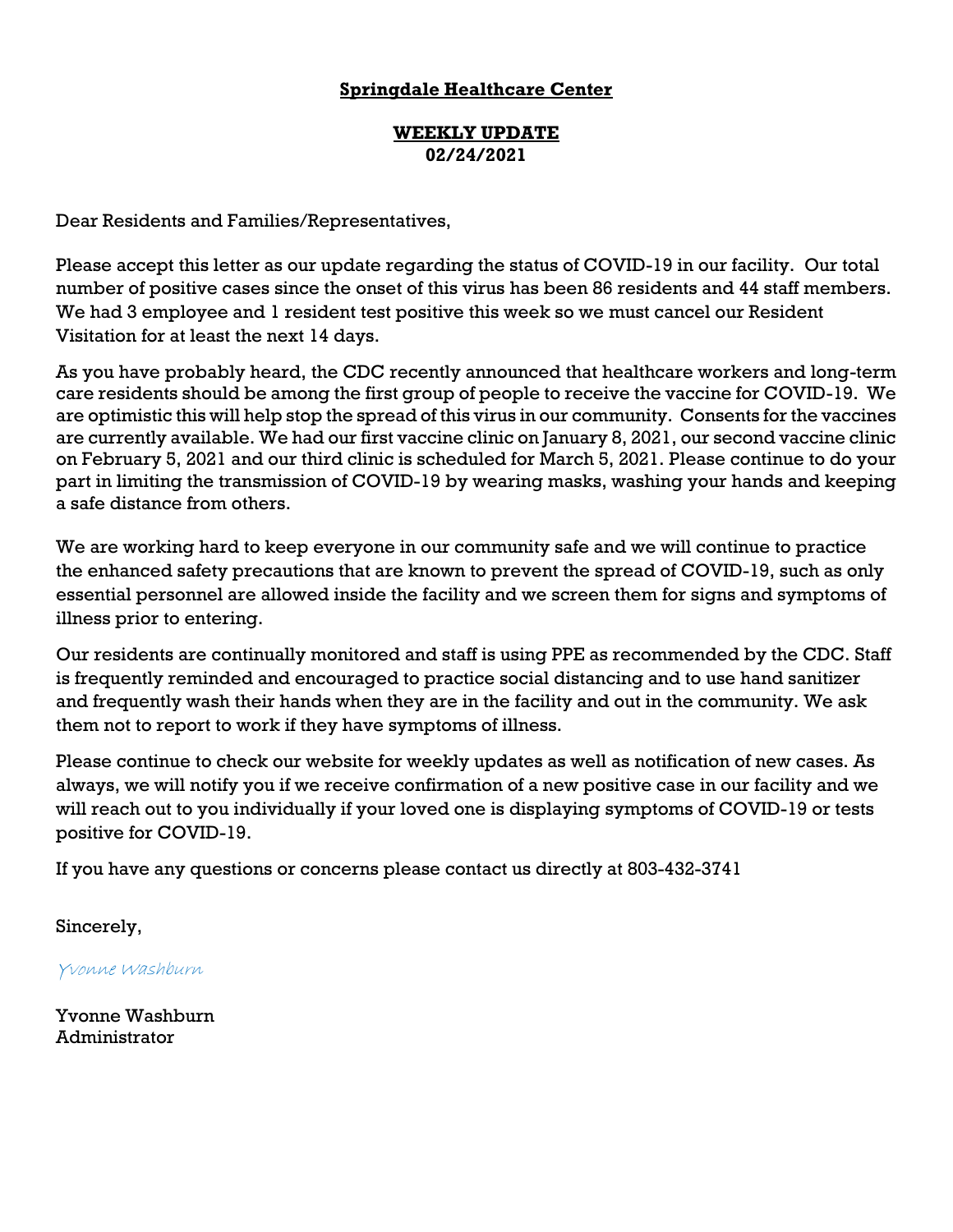**Springdale Healthcare Center**

**WEEKLY UPDATE**
**02/24/2021**

Dear Residents and Families/Representatives,

Please accept this letter as our update regarding the status of COVID-19 in our facility. Our total number of positive cases since the onset of this virus has been 86 residents and 44 staff members. We had 3 employee and 1 resident test positive this week so we must cancel our Resident Visitation for at least the next 14 days.

As you have probably heard, the CDC recently announced that healthcare workers and long-term care residents should be among the first group of people to receive the vaccine for COVID-19. We are optimistic this will help stop the spread of this virus in our community. Consents for the vaccines are currently available. We had our first vaccine clinic on January 8, 2021, our second vaccine clinic on February 5, 2021 and our third clinic is scheduled for March 5, 2021. Please continue to do your part in limiting the transmission of COVID-19 by wearing masks, washing your hands and keeping a safe distance from others.

We are working hard to keep everyone in our community safe and we will continue to practice the enhanced safety precautions that are known to prevent the spread of COVID-19, such as only essential personnel are allowed inside the facility and we screen them for signs and symptoms of illness prior to entering.

Our residents are continually monitored and staff is using PPE as recommended by the CDC. Staff is frequently reminded and encouraged to practice social distancing and to use hand sanitizer and frequently wash their hands when they are in the facility and out in the community. We ask them not to report to work if they have symptoms of illness.

Please continue to check our website for weekly updates as well as notification of new cases. As always, we will notify you if we receive confirmation of a new positive case in our facility and we will reach out to you individually if your loved one is displaying symptoms of COVID-19 or tests positive for COVID-19.

If you have any questions or concerns please contact us directly at 803-432-3741

Sincerely,

*Yvonne Washburn*

Yvonne Washburn
Administrator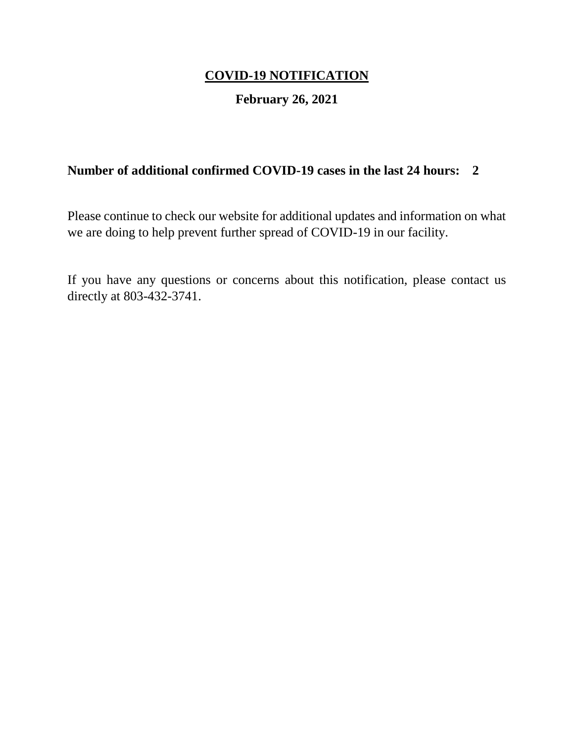# COVID-19 NOTIFICATION

## February 26, 2021

**Number of additional confirmed COVID-19 cases in the last 24 hours: 2**

Please continue to check our website for additional updates and information on what we are doing to help prevent further spread of COVID-19 in our facility.

If you have any questions or concerns about this notification, please contact us directly at 803-432-3741.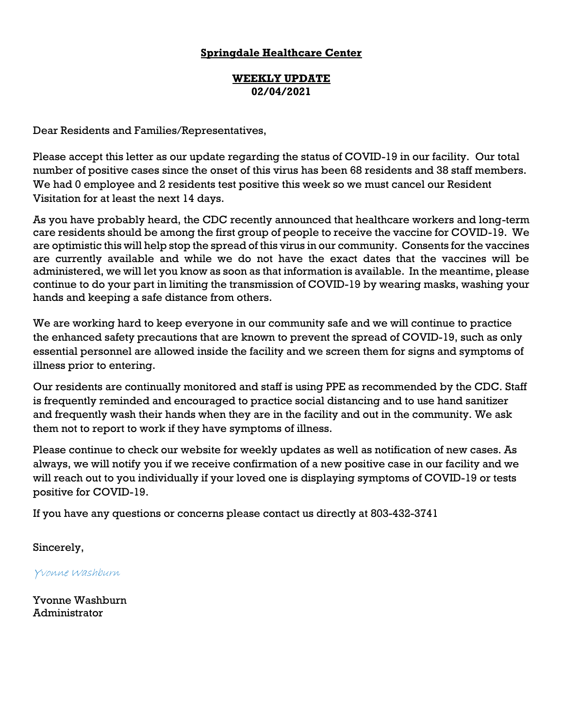**Springdale Healthcare Center**

**WEEKLY UPDATE**
**02/04/2021**

Dear Residents and Families/Representatives,

Please accept this letter as our update regarding the status of COVID-19 in our facility. Our total number of positive cases since the onset of this virus has been 68 residents and 38 staff members. We had 0 employee and 2 residents test positive this week so we must cancel our Resident Visitation for at least the next 14 days.

As you have probably heard, the CDC recently announced that healthcare workers and long-term care residents should be among the first group of people to receive the vaccine for COVID-19. We are optimistic this will help stop the spread of this virus in our community. Consents for the vaccines are currently available and while we do not have the exact dates that the vaccines will be administered, we will let you know as soon as that information is available. In the meantime, please continue to do your part in limiting the transmission of COVID-19 by wearing masks, washing your hands and keeping a safe distance from others.

We are working hard to keep everyone in our community safe and we will continue to practice the enhanced safety precautions that are known to prevent the spread of COVID-19, such as only essential personnel are allowed inside the facility and we screen them for signs and symptoms of illness prior to entering.

Our residents are continually monitored and staff is using PPE as recommended by the CDC. Staff is frequently reminded and encouraged to practice social distancing and to use hand sanitizer and frequently wash their hands when they are in the facility and out in the community. We ask them not to report to work if they have symptoms of illness.

Please continue to check our website for weekly updates as well as notification of new cases. As always, we will notify you if we receive confirmation of a new positive case in our facility and we will reach out to you individually if your loved one is displaying symptoms of COVID-19 or tests positive for COVID-19.

If you have any questions or concerns please contact us directly at 803-432-3741

Sincerely,

*Yvonne Washburn*

Yvonne Washburn
Administrator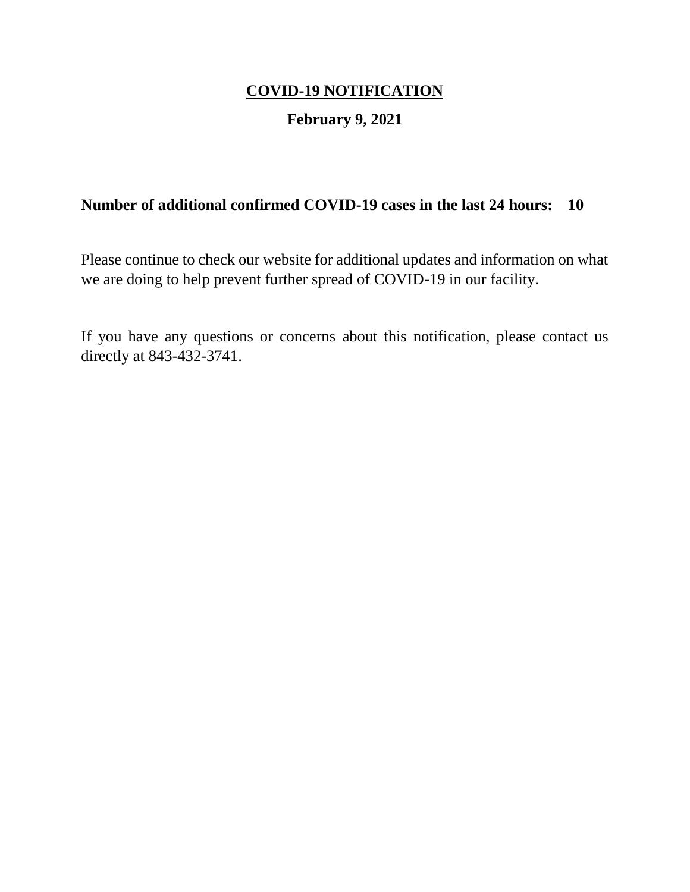# COVID-19 NOTIFICATION

## February 9, 2021

**Number of additional confirmed COVID-19 cases in the last 24 hours: 10**

Please continue to check our website for additional updates and information on what we are doing to help prevent further spread of COVID-19 in our facility.

If you have any questions or concerns about this notification, please contact us directly at 843-432-3741.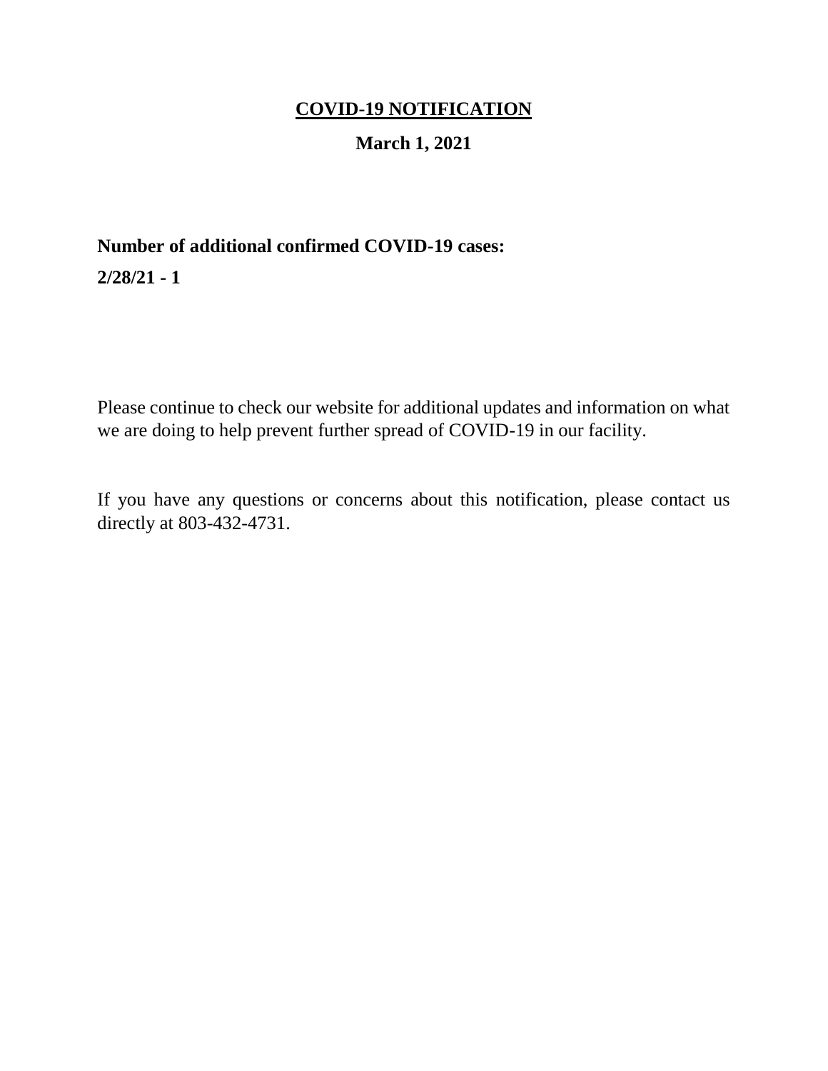# COVID-19 NOTIFICATION

**March 1, 2021**

**Number of additional confirmed COVID-19 cases:**

**2/28/21 - 1**

Please continue to check our website for additional updates and information on what we are doing to help prevent further spread of COVID-19 in our facility.

If you have any questions or concerns about this notification, please contact us directly at 803-432-4731.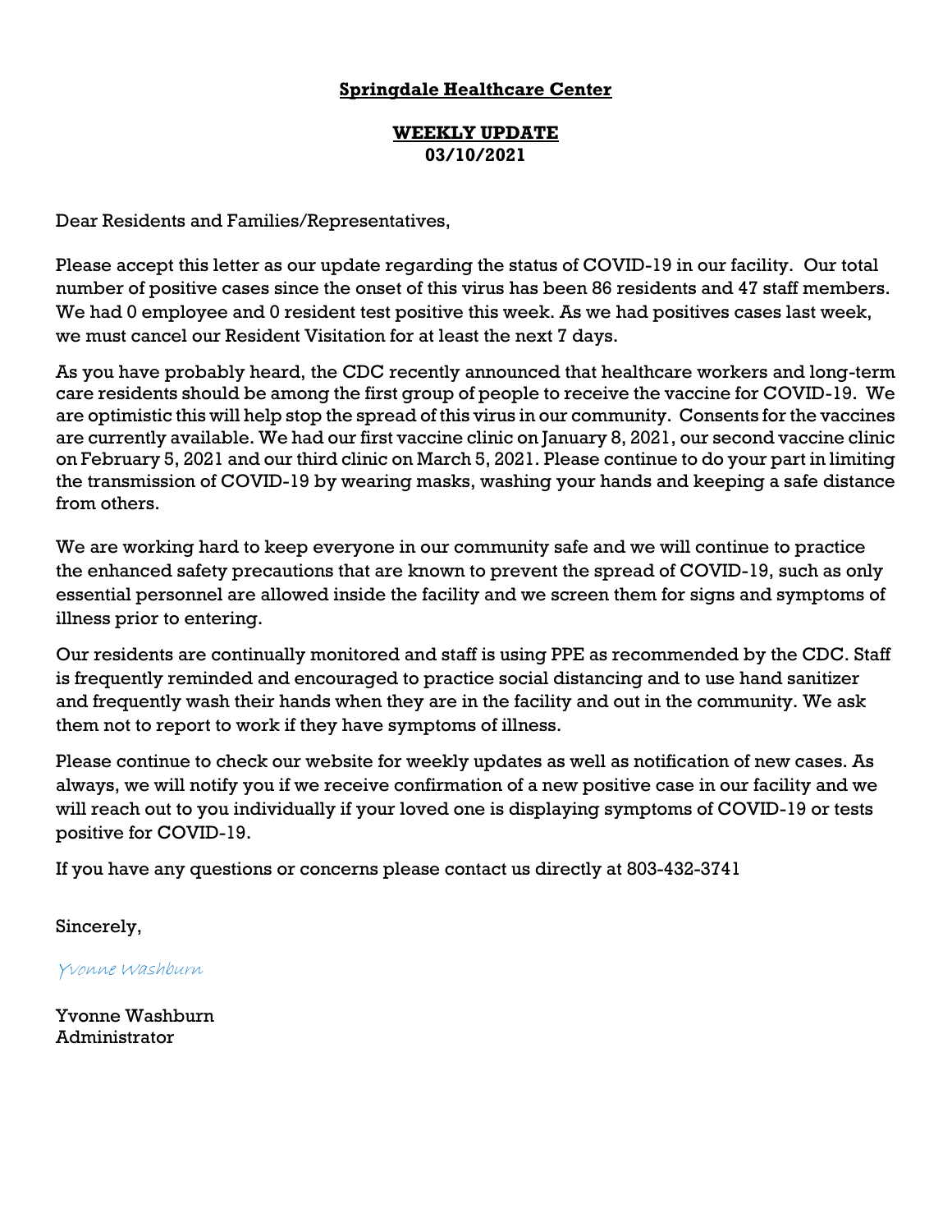**Springdale Healthcare Center**

**WEEKLY UPDATE**
**03/10/2021**

Dear Residents and Families/Representatives,

Please accept this letter as our update regarding the status of COVID-19 in our facility. Our total number of positive cases since the onset of this virus has been 86 residents and 47 staff members. We had 0 employee and 0 resident test positive this week. As we had positives cases last week, we must cancel our Resident Visitation for at least the next 7 days.

As you have probably heard, the CDC recently announced that healthcare workers and long-term care residents should be among the first group of people to receive the vaccine for COVID-19. We are optimistic this will help stop the spread of this virus in our community. Consents for the vaccines are currently available. We had our first vaccine clinic on January 8, 2021, our second vaccine clinic on February 5, 2021 and our third clinic on March 5, 2021. Please continue to do your part in limiting the transmission of COVID-19 by wearing masks, washing your hands and keeping a safe distance from others.

We are working hard to keep everyone in our community safe and we will continue to practice the enhanced safety precautions that are known to prevent the spread of COVID-19, such as only essential personnel are allowed inside the facility and we screen them for signs and symptoms of illness prior to entering.

Our residents are continually monitored and staff is using PPE as recommended by the CDC. Staff is frequently reminded and encouraged to practice social distancing and to use hand sanitizer and frequently wash their hands when they are in the facility and out in the community. We ask them not to report to work if they have symptoms of illness.

Please continue to check our website for weekly updates as well as notification of new cases. As always, we will notify you if we receive confirmation of a new positive case in our facility and we will reach out to you individually if your loved one is displaying symptoms of COVID-19 or tests positive for COVID-19.

If you have any questions or concerns please contact us directly at 803-432-3741

Sincerely,

*Yvonne Washburn*

Yvonne Washburn
Administrator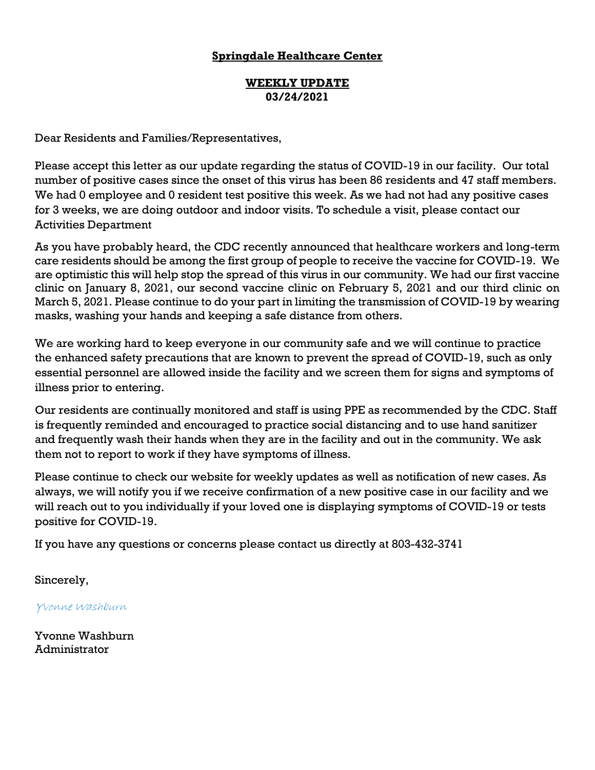**Springdale Healthcare Center**

**WEEKLY UPDATE**
**03/24/2021**

Dear Residents and Families/Representatives,

Please accept this letter as our update regarding the status of COVID-19 in our facility. Our total number of positive cases since the onset of this virus has been 86 residents and 47 staff members. We had 0 employee and 0 resident test positive this week. As we had not had any positive cases for 3 weeks, we are doing outdoor and indoor visits. To schedule a visit, please contact our Activities Department

As you have probably heard, the CDC recently announced that healthcare workers and long-term care residents should be among the first group of people to receive the vaccine for COVID-19. We are optimistic this will help stop the spread of this virus in our community. We had our first vaccine clinic on January 8, 2021, our second vaccine clinic on February 5, 2021 and our third clinic on March 5, 2021. Please continue to do your part in limiting the transmission of COVID-19 by wearing masks, washing your hands and keeping a safe distance from others.

We are working hard to keep everyone in our community safe and we will continue to practice the enhanced safety precautions that are known to prevent the spread of COVID-19, such as only essential personnel are allowed inside the facility and we screen them for signs and symptoms of illness prior to entering.

Our residents are continually monitored and staff is using PPE as recommended by the CDC. Staff is frequently reminded and encouraged to practice social distancing and to use hand sanitizer and frequently wash their hands when they are in the facility and out in the community. We ask them not to report to work if they have symptoms of illness.

Please continue to check our website for weekly updates as well as notification of new cases. As always, we will notify you if we receive confirmation of a new positive case in our facility and we will reach out to you individually if your loved one is displaying symptoms of COVID-19 or tests positive for COVID-19.

If you have any questions or concerns please contact us directly at 803-432-3741

Sincerely,

*Yvonne Washburn*

Yvonne Washburn
Administrator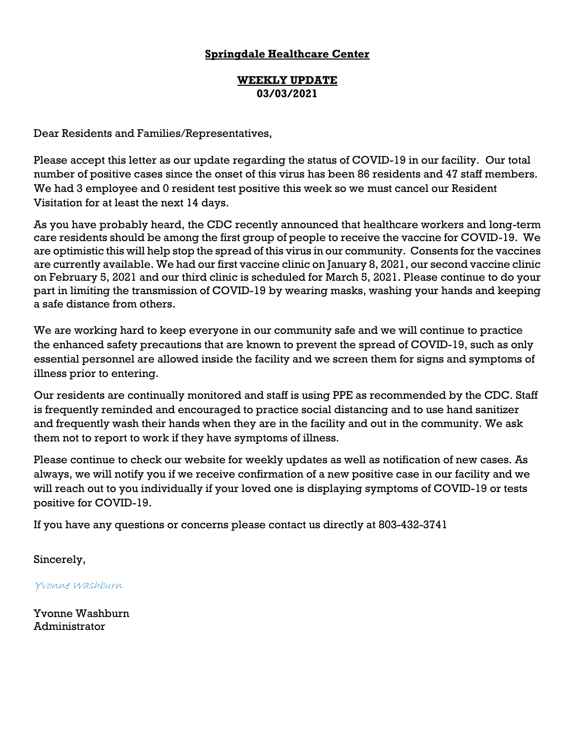**Springdale Healthcare Center**

**WEEKLY UPDATE**
**03/03/2021**

Dear Residents and Families/Representatives,

Please accept this letter as our update regarding the status of COVID-19 in our facility. Our total number of positive cases since the onset of this virus has been 86 residents and 47 staff members. We had 3 employee and 0 resident test positive this week so we must cancel our Resident Visitation for at least the next 14 days.

As you have probably heard, the CDC recently announced that healthcare workers and long-term care residents should be among the first group of people to receive the vaccine for COVID-19. We are optimistic this will help stop the spread of this virus in our community. Consents for the vaccines are currently available. We had our first vaccine clinic on January 8, 2021, our second vaccine clinic on February 5, 2021 and our third clinic is scheduled for March 5, 2021. Please continue to do your part in limiting the transmission of COVID-19 by wearing masks, washing your hands and keeping a safe distance from others.

We are working hard to keep everyone in our community safe and we will continue to practice the enhanced safety precautions that are known to prevent the spread of COVID-19, such as only essential personnel are allowed inside the facility and we screen them for signs and symptoms of illness prior to entering.

Our residents are continually monitored and staff is using PPE as recommended by the CDC. Staff is frequently reminded and encouraged to practice social distancing and to use hand sanitizer and frequently wash their hands when they are in the facility and out in the community. We ask them not to report to work if they have symptoms of illness.

Please continue to check our website for weekly updates as well as notification of new cases. As always, we will notify you if we receive confirmation of a new positive case in our facility and we will reach out to you individually if your loved one is displaying symptoms of COVID-19 or tests positive for COVID-19.

If you have any questions or concerns please contact us directly at 803-432-3741

Sincerely,

*Yvonne Washburn*

Yvonne Washburn
Administrator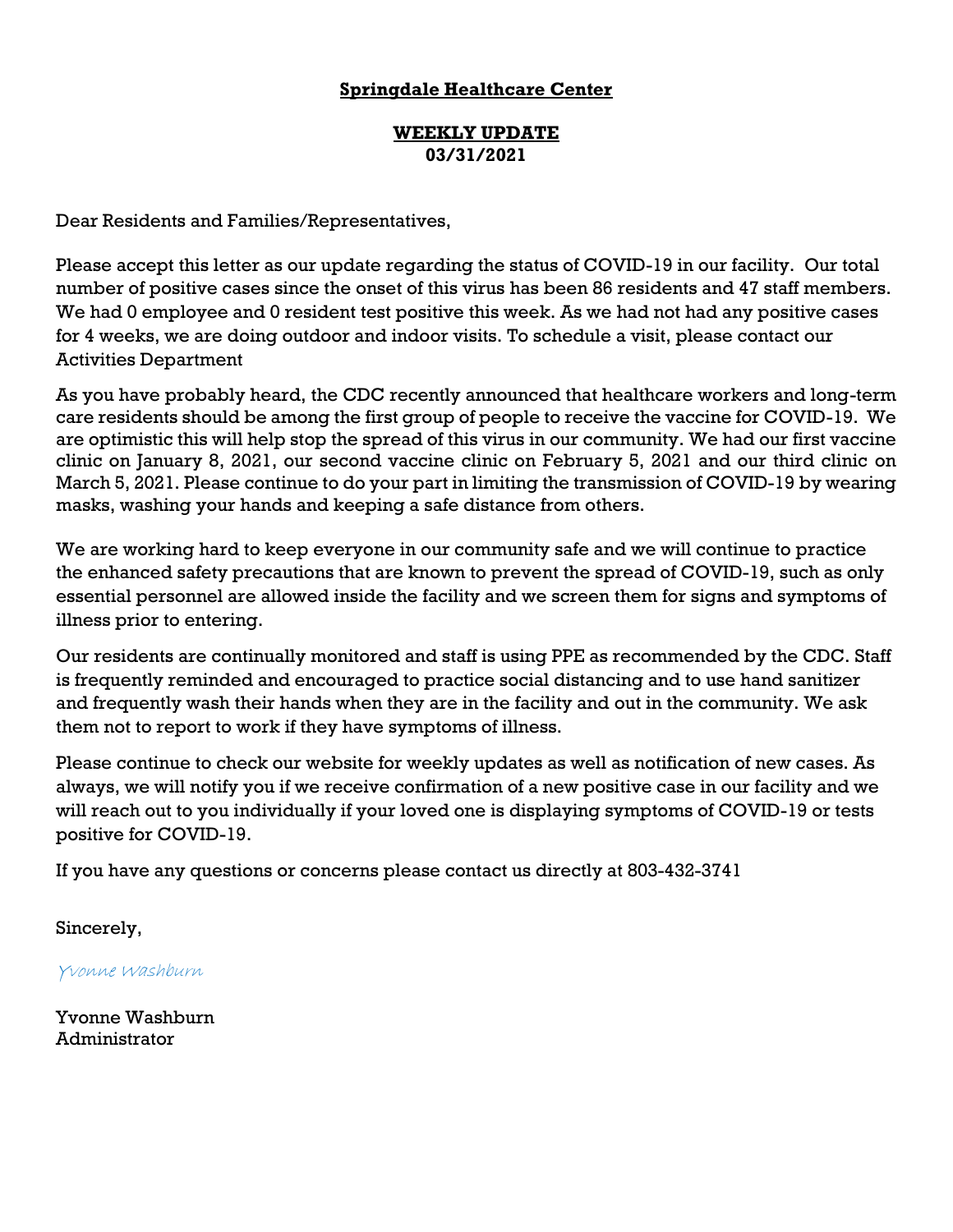**Springdale Healthcare Center**

**WEEKLY UPDATE**
**03/31/2021**

Dear Residents and Families/Representatives,

Please accept this letter as our update regarding the status of COVID-19 in our facility. Our total number of positive cases since the onset of this virus has been 86 residents and 47 staff members. We had 0 employee and 0 resident test positive this week. As we had not had any positive cases for 4 weeks, we are doing outdoor and indoor visits. To schedule a visit, please contact our Activities Department

As you have probably heard, the CDC recently announced that healthcare workers and long-term care residents should be among the first group of people to receive the vaccine for COVID-19. We are optimistic this will help stop the spread of this virus in our community. We had our first vaccine clinic on January 8, 2021, our second vaccine clinic on February 5, 2021 and our third clinic on March 5, 2021. Please continue to do your part in limiting the transmission of COVID-19 by wearing masks, washing your hands and keeping a safe distance from others.

We are working hard to keep everyone in our community safe and we will continue to practice the enhanced safety precautions that are known to prevent the spread of COVID-19, such as only essential personnel are allowed inside the facility and we screen them for signs and symptoms of illness prior to entering.

Our residents are continually monitored and staff is using PPE as recommended by the CDC. Staff is frequently reminded and encouraged to practice social distancing and to use hand sanitizer and frequently wash their hands when they are in the facility and out in the community. We ask them not to report to work if they have symptoms of illness.

Please continue to check our website for weekly updates as well as notification of new cases. As always, we will notify you if we receive confirmation of a new positive case in our facility and we will reach out to you individually if your loved one is displaying symptoms of COVID-19 or tests positive for COVID-19.

If you have any questions or concerns please contact us directly at 803-432-3741

Sincerely,

*Yvonne Washburn*

Yvonne Washburn
Administrator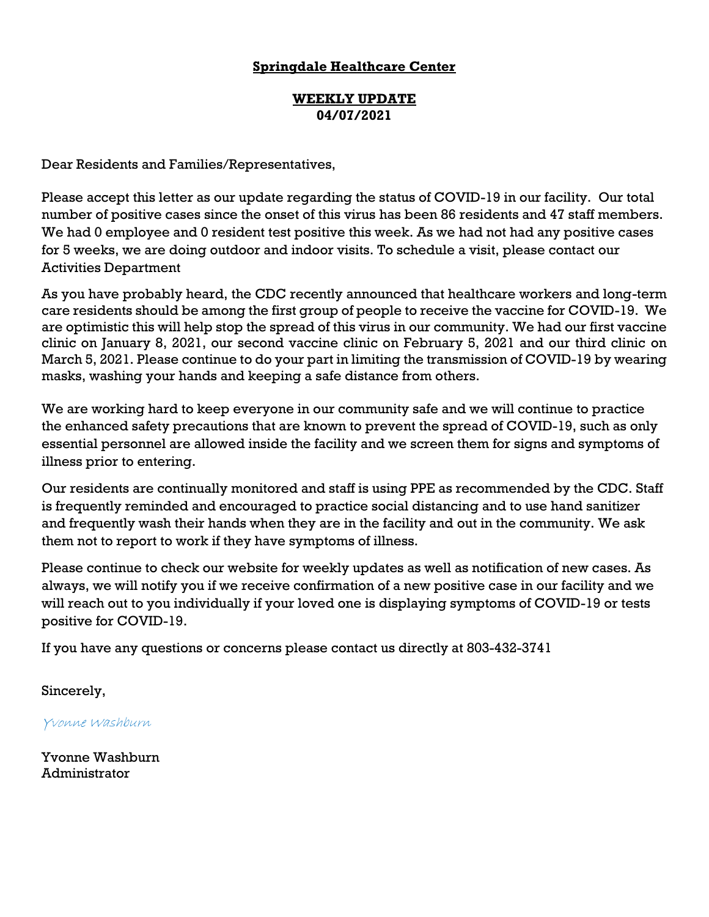**Springdale Healthcare Center**

**WEEKLY UPDATE**
**04/07/2021**

Dear Residents and Families/Representatives,

Please accept this letter as our update regarding the status of COVID-19 in our facility. Our total number of positive cases since the onset of this virus has been 86 residents and 47 staff members. We had 0 employee and 0 resident test positive this week. As we had not had any positive cases for 5 weeks, we are doing outdoor and indoor visits. To schedule a visit, please contact our Activities Department

As you have probably heard, the CDC recently announced that healthcare workers and long-term care residents should be among the first group of people to receive the vaccine for COVID-19. We are optimistic this will help stop the spread of this virus in our community. We had our first vaccine clinic on January 8, 2021, our second vaccine clinic on February 5, 2021 and our third clinic on March 5, 2021. Please continue to do your part in limiting the transmission of COVID-19 by wearing masks, washing your hands and keeping a safe distance from others.

We are working hard to keep everyone in our community safe and we will continue to practice the enhanced safety precautions that are known to prevent the spread of COVID-19, such as only essential personnel are allowed inside the facility and we screen them for signs and symptoms of illness prior to entering.

Our residents are continually monitored and staff is using PPE as recommended by the CDC. Staff is frequently reminded and encouraged to practice social distancing and to use hand sanitizer and frequently wash their hands when they are in the facility and out in the community. We ask them not to report to work if they have symptoms of illness.

Please continue to check our website for weekly updates as well as notification of new cases. As always, we will notify you if we receive confirmation of a new positive case in our facility and we will reach out to you individually if your loved one is displaying symptoms of COVID-19 or tests positive for COVID-19.

If you have any questions or concerns please contact us directly at 803-432-3741

Sincerely,

*Yvonne Washburn*

Yvonne Washburn
Administrator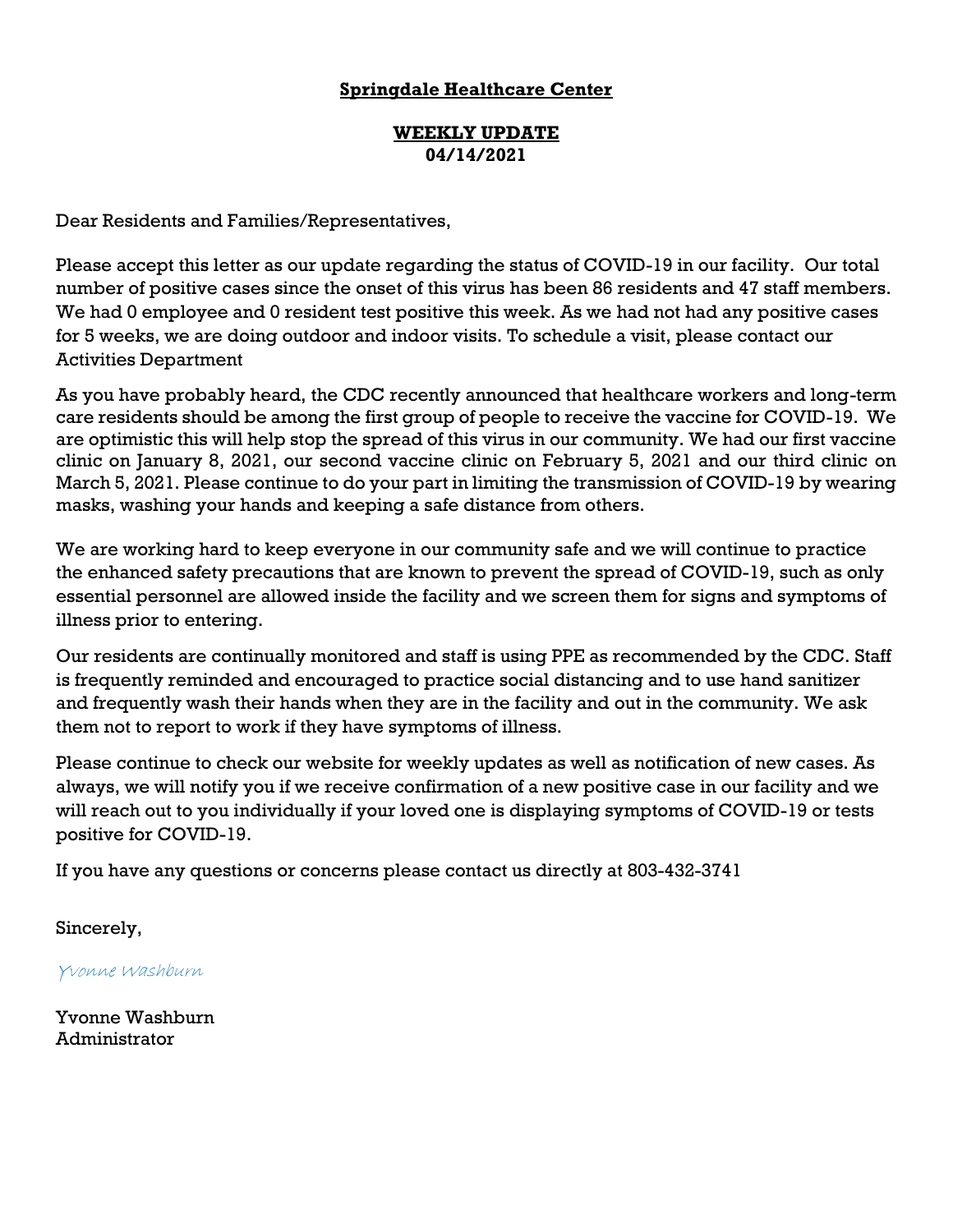**Springdale Healthcare Center**

**WEEKLY UPDATE**
**04/14/2021**

Dear Residents and Families/Representatives,

Please accept this letter as our update regarding the status of COVID-19 in our facility. Our total number of positive cases since the onset of this virus has been 86 residents and 47 staff members. We had 0 employee and 0 resident test positive this week. As we had not had any positive cases for 5 weeks, we are doing outdoor and indoor visits. To schedule a visit, please contact our Activities Department

As you have probably heard, the CDC recently announced that healthcare workers and long-term care residents should be among the first group of people to receive the vaccine for COVID-19. We are optimistic this will help stop the spread of this virus in our community. We had our first vaccine clinic on January 8, 2021, our second vaccine clinic on February 5, 2021 and our third clinic on March 5, 2021. Please continue to do your part in limiting the transmission of COVID-19 by wearing masks, washing your hands and keeping a safe distance from others.

We are working hard to keep everyone in our community safe and we will continue to practice the enhanced safety precautions that are known to prevent the spread of COVID-19, such as only essential personnel are allowed inside the facility and we screen them for signs and symptoms of illness prior to entering.

Our residents are continually monitored and staff is using PPE as recommended by the CDC. Staff is frequently reminded and encouraged to practice social distancing and to use hand sanitizer and frequently wash their hands when they are in the facility and out in the community. We ask them not to report to work if they have symptoms of illness.

Please continue to check our website for weekly updates as well as notification of new cases. As always, we will notify you if we receive confirmation of a new positive case in our facility and we will reach out to you individually if your loved one is displaying symptoms of COVID-19 or tests positive for COVID-19.

If you have any questions or concerns please contact us directly at 803-432-3741

Sincerely,

*Yvonne Washburn*

Yvonne Washburn
Administrator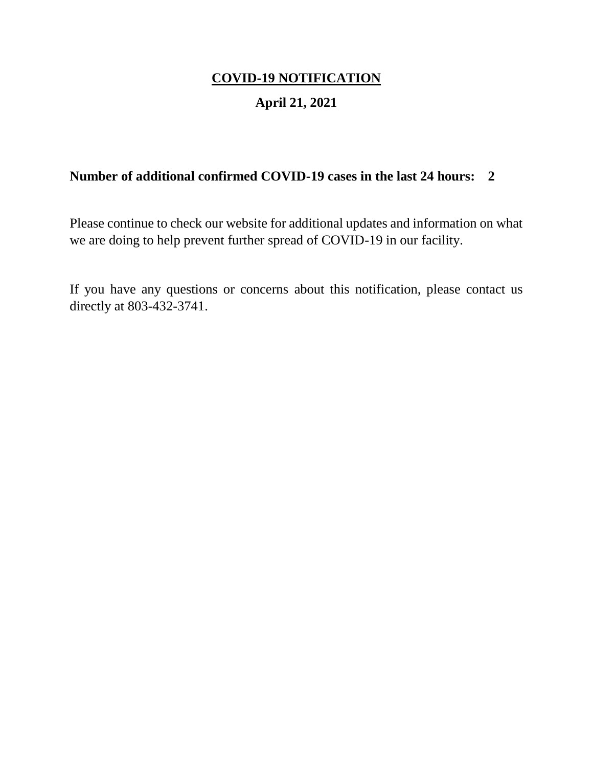# COVID-19 NOTIFICATION

## April 21, 2021

**Number of additional confirmed COVID-19 cases in the last 24 hours: 2**

Please continue to check our website for additional updates and information on what we are doing to help prevent further spread of COVID-19 in our facility.

If you have any questions or concerns about this notification, please contact us directly at 803-432-3741.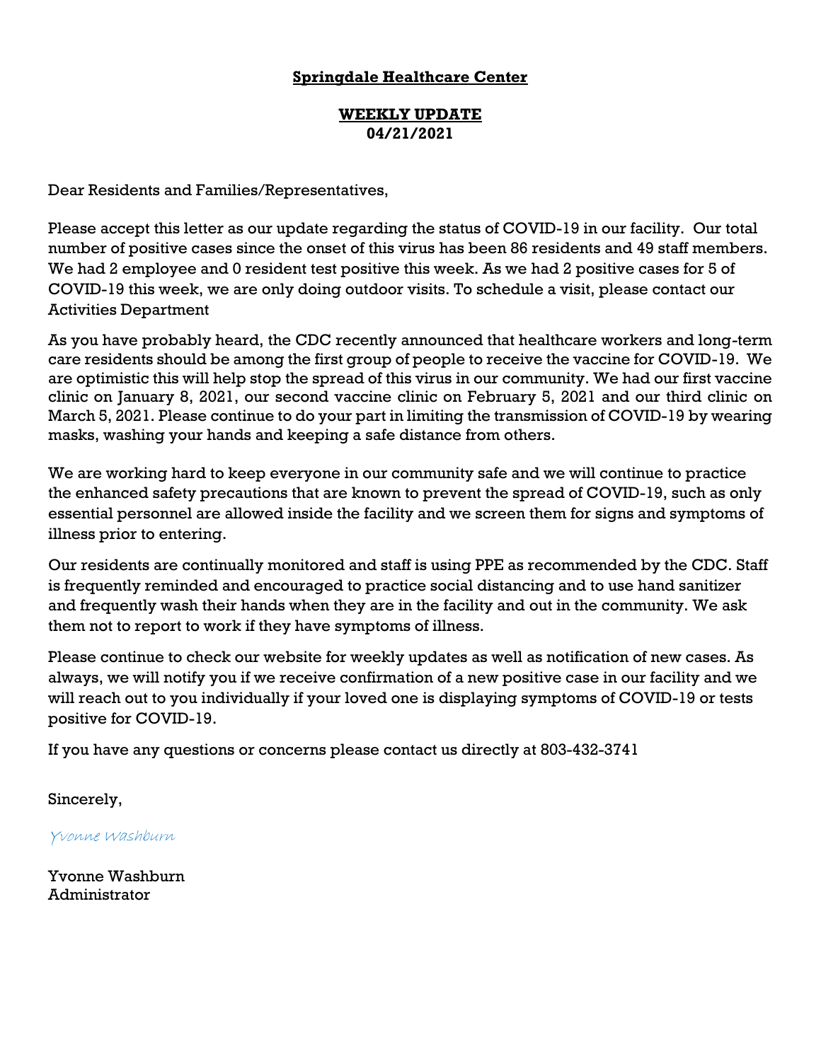**Springdale Healthcare Center**

**WEEKLY UPDATE**
**04/21/2021**

Dear Residents and Families/Representatives,

Please accept this letter as our update regarding the status of COVID-19 in our facility. Our total number of positive cases since the onset of this virus has been 86 residents and 49 staff members. We had 2 employee and 0 resident test positive this week. As we had 2 positive cases for 5 of COVID-19 this week, we are only doing outdoor visits. To schedule a visit, please contact our Activities Department

As you have probably heard, the CDC recently announced that healthcare workers and long-term care residents should be among the first group of people to receive the vaccine for COVID-19. We are optimistic this will help stop the spread of this virus in our community. We had our first vaccine clinic on January 8, 2021, our second vaccine clinic on February 5, 2021 and our third clinic on March 5, 2021. Please continue to do your part in limiting the transmission of COVID-19 by wearing masks, washing your hands and keeping a safe distance from others.

We are working hard to keep everyone in our community safe and we will continue to practice the enhanced safety precautions that are known to prevent the spread of COVID-19, such as only essential personnel are allowed inside the facility and we screen them for signs and symptoms of illness prior to entering.

Our residents are continually monitored and staff is using PPE as recommended by the CDC. Staff is frequently reminded and encouraged to practice social distancing and to use hand sanitizer and frequently wash their hands when they are in the facility and out in the community. We ask them not to report to work if they have symptoms of illness.

Please continue to check our website for weekly updates as well as notification of new cases. As always, we will notify you if we receive confirmation of a new positive case in our facility and we will reach out to you individually if your loved one is displaying symptoms of COVID-19 or tests positive for COVID-19.

If you have any questions or concerns please contact us directly at 803-432-3741

Sincerely,

*Yvonne Washburn*

Yvonne Washburn
Administrator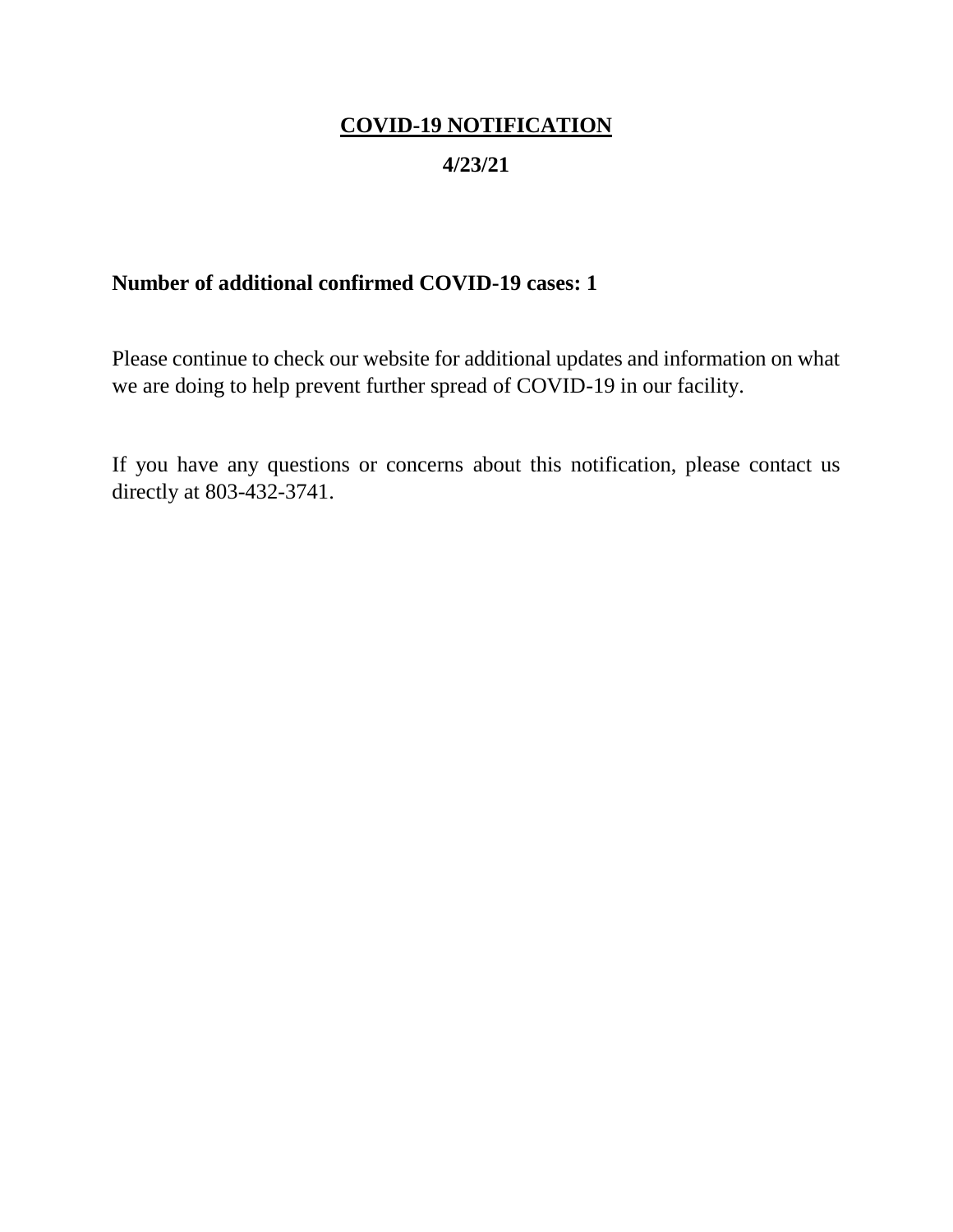# COVID-19 NOTIFICATION

**4/23/21**

**Number of additional confirmed COVID-19 cases: 1**

Please continue to check our website for additional updates and information on what we are doing to help prevent further spread of COVID-19 in our facility.

If you have any questions or concerns about this notification, please contact us directly at 803-432-3741.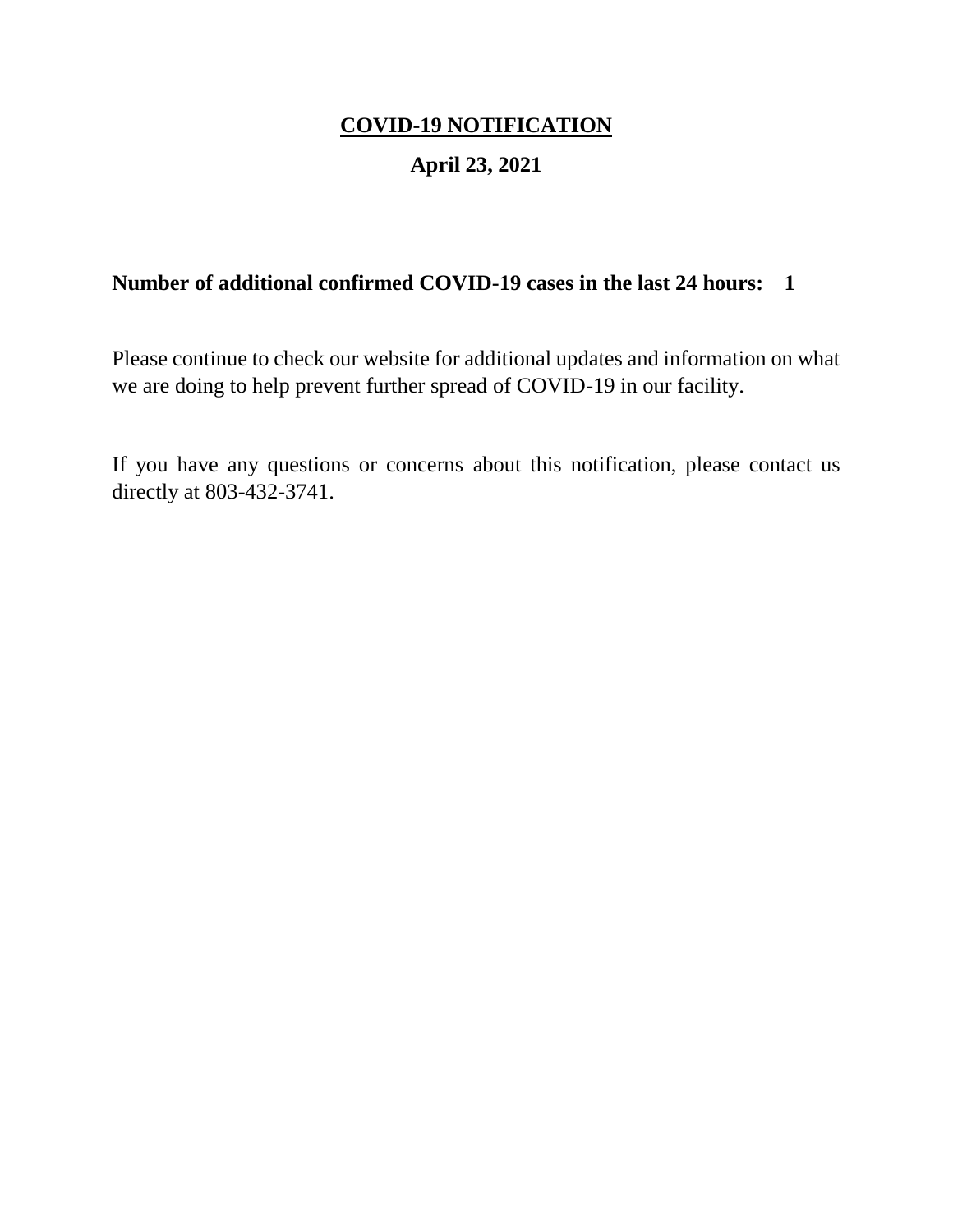# COVID-19 NOTIFICATION

## April 23, 2021

**Number of additional confirmed COVID-19 cases in the last 24 hours: 1**

Please continue to check our website for additional updates and information on what we are doing to help prevent further spread of COVID-19 in our facility.

If you have any questions or concerns about this notification, please contact us directly at 803-432-3741.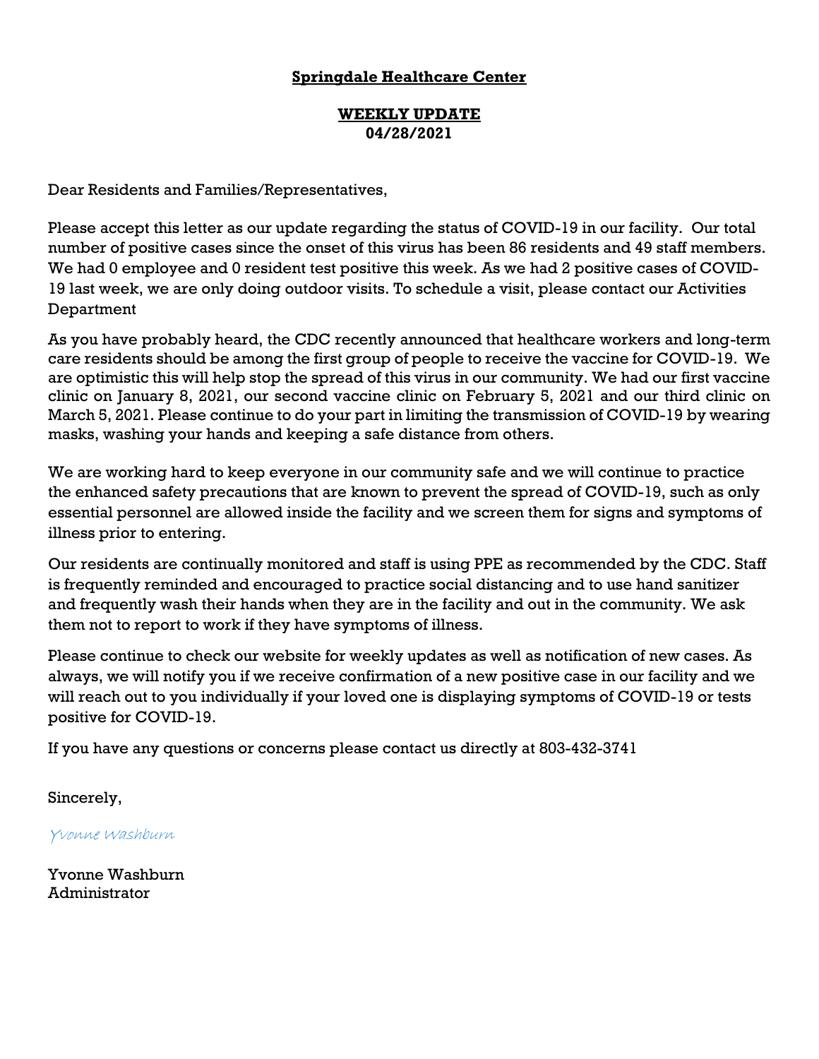**Springdale Healthcare Center**

**WEEKLY UPDATE**
**04/28/2021**

Dear Residents and Families/Representatives,

Please accept this letter as our update regarding the status of COVID-19 in our facility. Our total number of positive cases since the onset of this virus has been 86 residents and 49 staff members. We had 0 employee and 0 resident test positive this week. As we had 2 positive cases of COVID-19 last week, we are only doing outdoor visits. To schedule a visit, please contact our Activities Department

As you have probably heard, the CDC recently announced that healthcare workers and long-term care residents should be among the first group of people to receive the vaccine for COVID-19. We are optimistic this will help stop the spread of this virus in our community. We had our first vaccine clinic on January 8, 2021, our second vaccine clinic on February 5, 2021 and our third clinic on March 5, 2021. Please continue to do your part in limiting the transmission of COVID-19 by wearing masks, washing your hands and keeping a safe distance from others.

We are working hard to keep everyone in our community safe and we will continue to practice the enhanced safety precautions that are known to prevent the spread of COVID-19, such as only essential personnel are allowed inside the facility and we screen them for signs and symptoms of illness prior to entering.

Our residents are continually monitored and staff is using PPE as recommended by the CDC. Staff is frequently reminded and encouraged to practice social distancing and to use hand sanitizer and frequently wash their hands when they are in the facility and out in the community. We ask them not to report to work if they have symptoms of illness.

Please continue to check our website for weekly updates as well as notification of new cases. As always, we will notify you if we receive confirmation of a new positive case in our facility and we will reach out to you individually if your loved one is displaying symptoms of COVID-19 or tests positive for COVID-19.

If you have any questions or concerns please contact us directly at 803-432-3741

Sincerely,

*Yvonne Washburn*

Yvonne Washburn
Administrator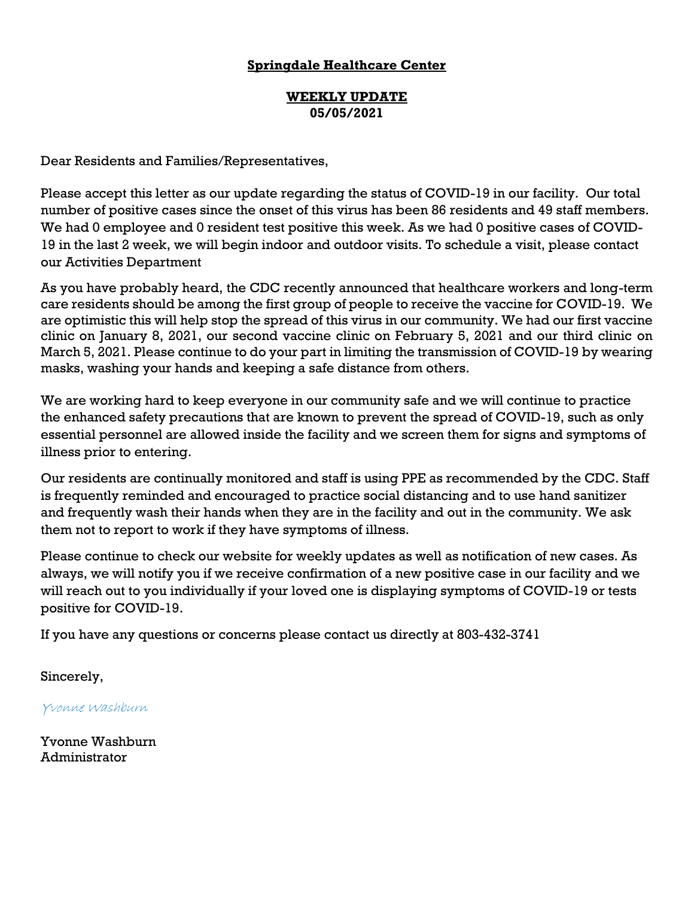**Springdale Healthcare Center**

**WEEKLY UPDATE**
**05/05/2021**

Dear Residents and Families/Representatives,

Please accept this letter as our update regarding the status of COVID-19 in our facility. Our total number of positive cases since the onset of this virus has been 86 residents and 49 staff members. We had 0 employee and 0 resident test positive this week. As we had 0 positive cases of COVID-19 in the last 2 week, we will begin indoor and outdoor visits. To schedule a visit, please contact our Activities Department

As you have probably heard, the CDC recently announced that healthcare workers and long-term care residents should be among the first group of people to receive the vaccine for COVID-19. We are optimistic this will help stop the spread of this virus in our community. We had our first vaccine clinic on January 8, 2021, our second vaccine clinic on February 5, 2021 and our third clinic on March 5, 2021. Please continue to do your part in limiting the transmission of COVID-19 by wearing masks, washing your hands and keeping a safe distance from others.

We are working hard to keep everyone in our community safe and we will continue to practice the enhanced safety precautions that are known to prevent the spread of COVID-19, such as only essential personnel are allowed inside the facility and we screen them for signs and symptoms of illness prior to entering.

Our residents are continually monitored and staff is using PPE as recommended by the CDC. Staff is frequently reminded and encouraged to practice social distancing and to use hand sanitizer and frequently wash their hands when they are in the facility and out in the community. We ask them not to report to work if they have symptoms of illness.

Please continue to check our website for weekly updates as well as notification of new cases. As always, we will notify you if we receive confirmation of a new positive case in our facility and we will reach out to you individually if your loved one is displaying symptoms of COVID-19 or tests positive for COVID-19.

If you have any questions or concerns please contact us directly at 803-432-3741

Sincerely,

*Yvonne Washburn*

Yvonne Washburn
Administrator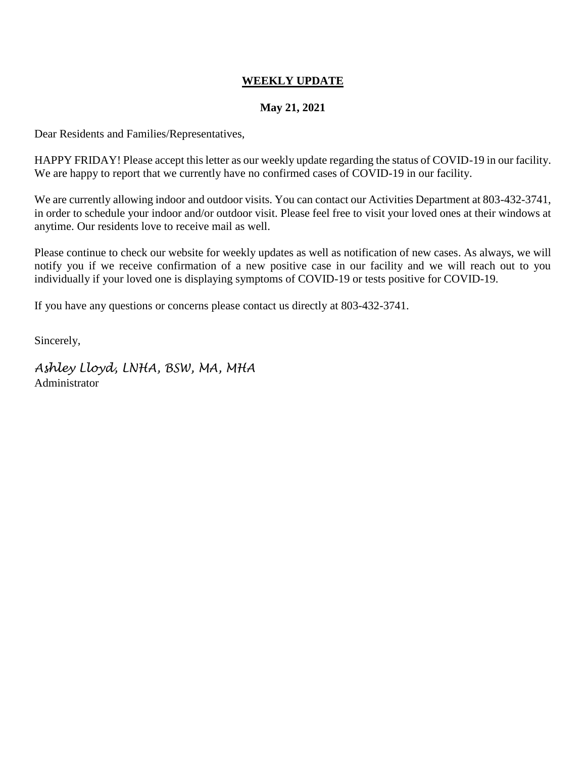**WEEKLY UPDATE**

**May 21, 2021**

Dear Residents and Families/Representatives,

HAPPY FRIDAY! Please accept this letter as our weekly update regarding the status of COVID-19 in our facility. We are happy to report that we currently have no confirmed cases of COVID-19 in our facility.

We are currently allowing indoor and outdoor visits. You can contact our Activities Department at 803-432-3741, in order to schedule your indoor and/or outdoor visit. Please feel free to visit your loved ones at their windows at anytime. Our residents love to receive mail as well.

Please continue to check our website for weekly updates as well as notification of new cases. As always, we will notify you if we receive confirmation of a new positive case in our facility and we will reach out to you individually if your loved one is displaying symptoms of COVID-19 or tests positive for COVID-19.

If you have any questions or concerns please contact us directly at 803-432-3741.

Sincerely,

*Ashley Lloyd, LNHA, BSW, MA, MHA*
Administrator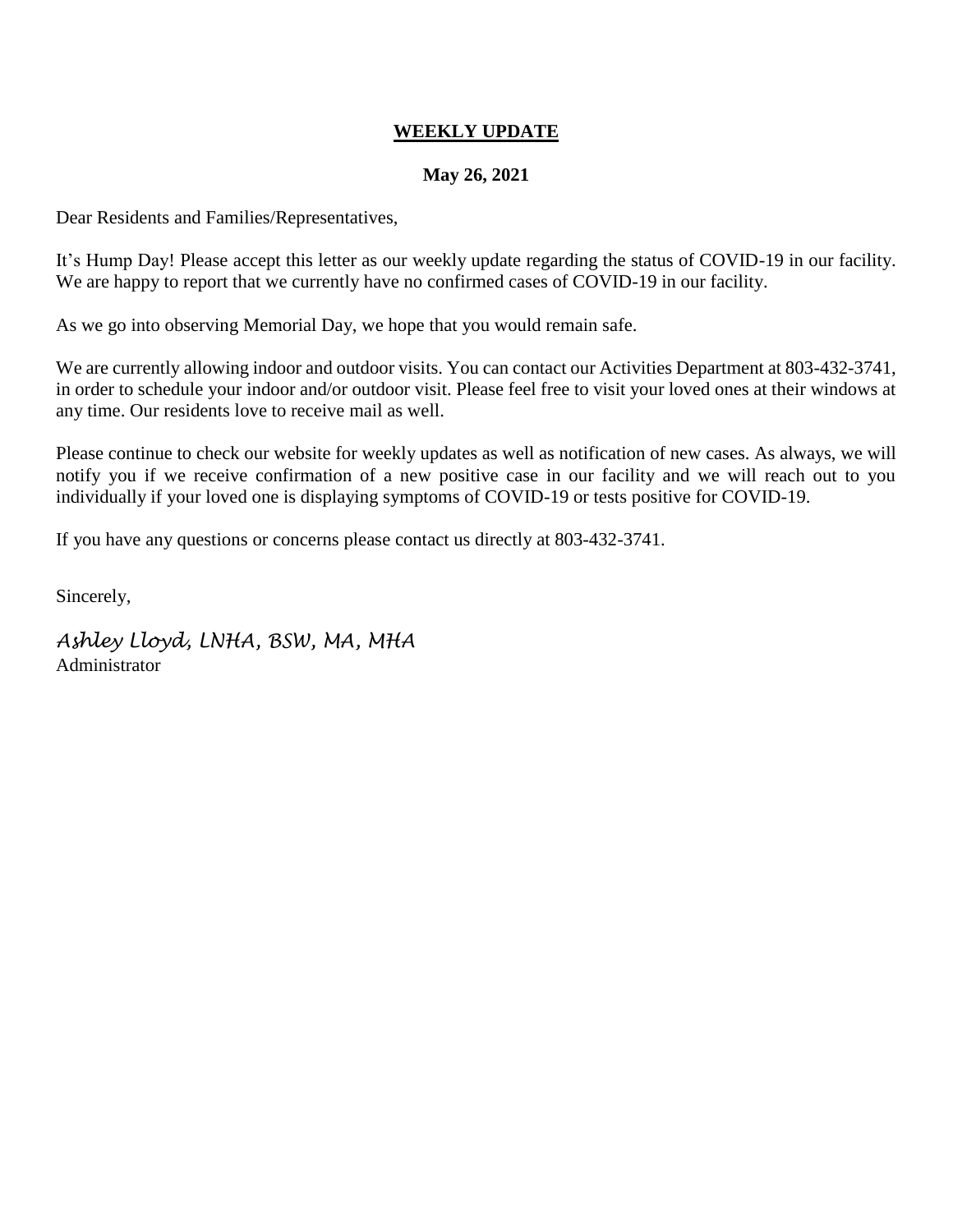**<u>WEEKLY UPDATE</u>**

**May 26, 2021**

Dear Residents and Families/Representatives,

It's Hump Day! Please accept this letter as our weekly update regarding the status of COVID-19 in our facility. We are happy to report that we currently have no confirmed cases of COVID-19 in our facility.

As we go into observing Memorial Day, we hope that you would remain safe.

We are currently allowing indoor and outdoor visits. You can contact our Activities Department at 803-432-3741, in order to schedule your indoor and/or outdoor visit. Please feel free to visit your loved ones at their windows at any time. Our residents love to receive mail as well.

Please continue to check our website for weekly updates as well as notification of new cases. As always, we will notify you if we receive confirmation of a new positive case in our facility and we will reach out to you individually if your loved one is displaying symptoms of COVID-19 or tests positive for COVID-19.

If you have any questions or concerns please contact us directly at 803-432-3741.

Sincerely,

*Ashley Lloyd, LNHA, BSW, MA, MHA*
Administrator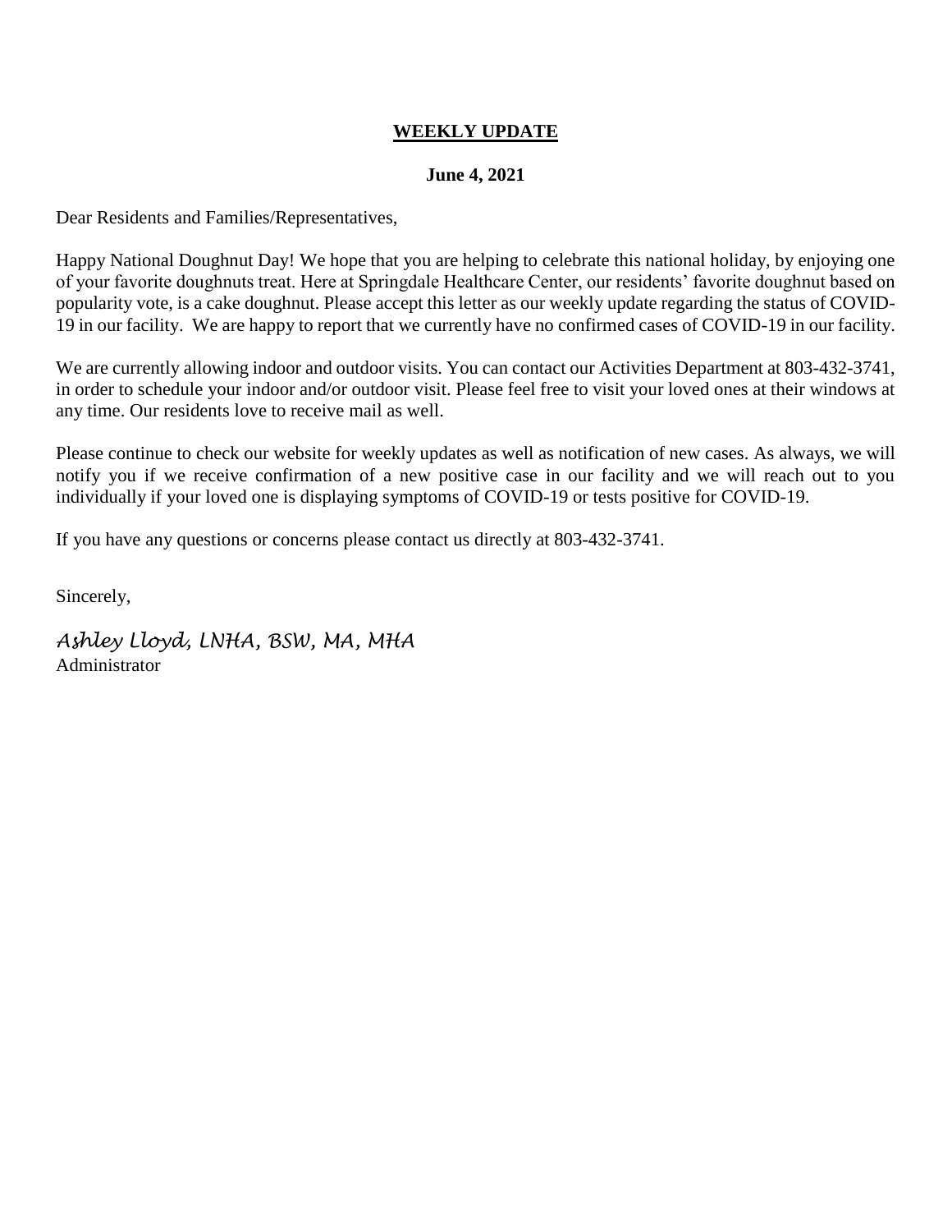**WEEKLY UPDATE**

**June 4, 2021**

Dear Residents and Families/Representatives,

Happy National Doughnut Day! We hope that you are helping to celebrate this national holiday, by enjoying one of your favorite doughnuts treat. Here at Springdale Healthcare Center, our residents' favorite doughnut based on popularity vote, is a cake doughnut. Please accept this letter as our weekly update regarding the status of COVID-19 in our facility. We are happy to report that we currently have no confirmed cases of COVID-19 in our facility.

We are currently allowing indoor and outdoor visits. You can contact our Activities Department at 803-432-3741, in order to schedule your indoor and/or outdoor visit. Please feel free to visit your loved ones at their windows at any time. Our residents love to receive mail as well.

Please continue to check our website for weekly updates as well as notification of new cases. As always, we will notify you if we receive confirmation of a new positive case in our facility and we will reach out to you individually if your loved one is displaying symptoms of COVID-19 or tests positive for COVID-19.

If you have any questions or concerns please contact us directly at 803-432-3741.

Sincerely,

*Ashley Lloyd, LNHA, BSW, MA, MHA*
Administrator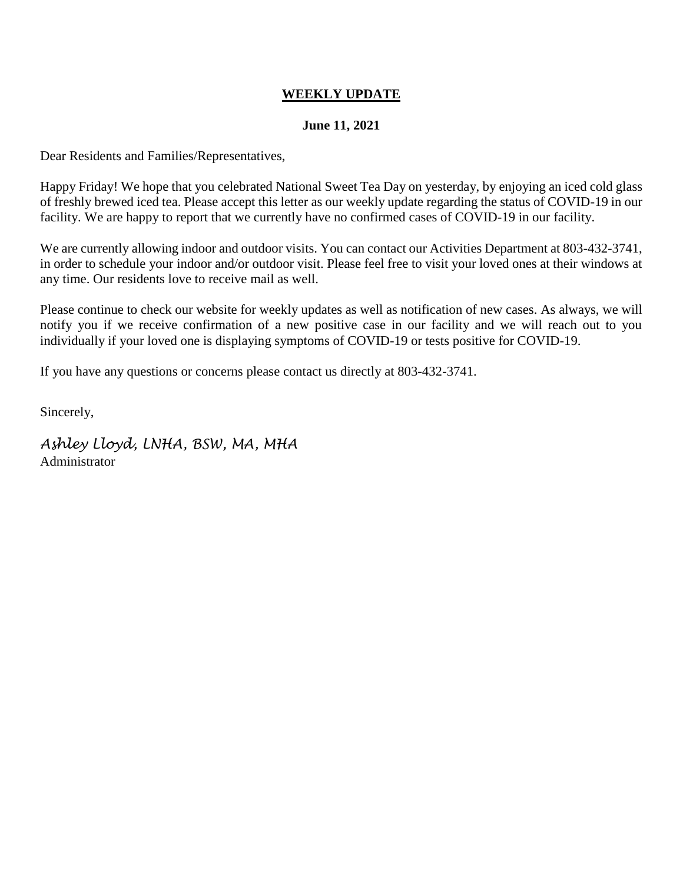**<u>WEEKLY UPDATE</u>**

**June 11, 2021**

Dear Residents and Families/Representatives,

Happy Friday! We hope that you celebrated National Sweet Tea Day on yesterday, by enjoying an iced cold glass of freshly brewed iced tea. Please accept this letter as our weekly update regarding the status of COVID-19 in our facility. We are happy to report that we currently have no confirmed cases of COVID-19 in our facility.

We are currently allowing indoor and outdoor visits. You can contact our Activities Department at 803-432-3741, in order to schedule your indoor and/or outdoor visit. Please feel free to visit your loved ones at their windows at any time. Our residents love to receive mail as well.

Please continue to check our website for weekly updates as well as notification of new cases. As always, we will notify you if we receive confirmation of a new positive case in our facility and we will reach out to you individually if your loved one is displaying symptoms of COVID-19 or tests positive for COVID-19.

If you have any questions or concerns please contact us directly at 803-432-3741.

Sincerely,

*Ashley Lloyd, LNHA, BSW, MA, MHA*
Administrator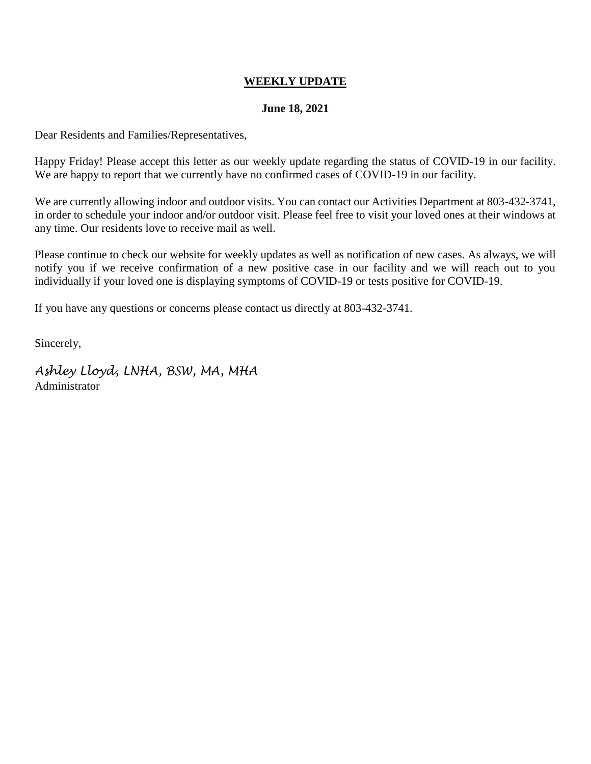**WEEKLY UPDATE**

**June 18, 2021**

Dear Residents and Families/Representatives,

Happy Friday! Please accept this letter as our weekly update regarding the status of COVID-19 in our facility. We are happy to report that we currently have no confirmed cases of COVID-19 in our facility.

We are currently allowing indoor and outdoor visits. You can contact our Activities Department at 803-432-3741, in order to schedule your indoor and/or outdoor visit. Please feel free to visit your loved ones at their windows at any time. Our residents love to receive mail as well.

Please continue to check our website for weekly updates as well as notification of new cases. As always, we will notify you if we receive confirmation of a new positive case in our facility and we will reach out to you individually if your loved one is displaying symptoms of COVID-19 or tests positive for COVID-19.

If you have any questions or concerns please contact us directly at 803-432-3741.

Sincerely,

*Ashley Lloyd, LNHA, BSW, MA, MHA*
Administrator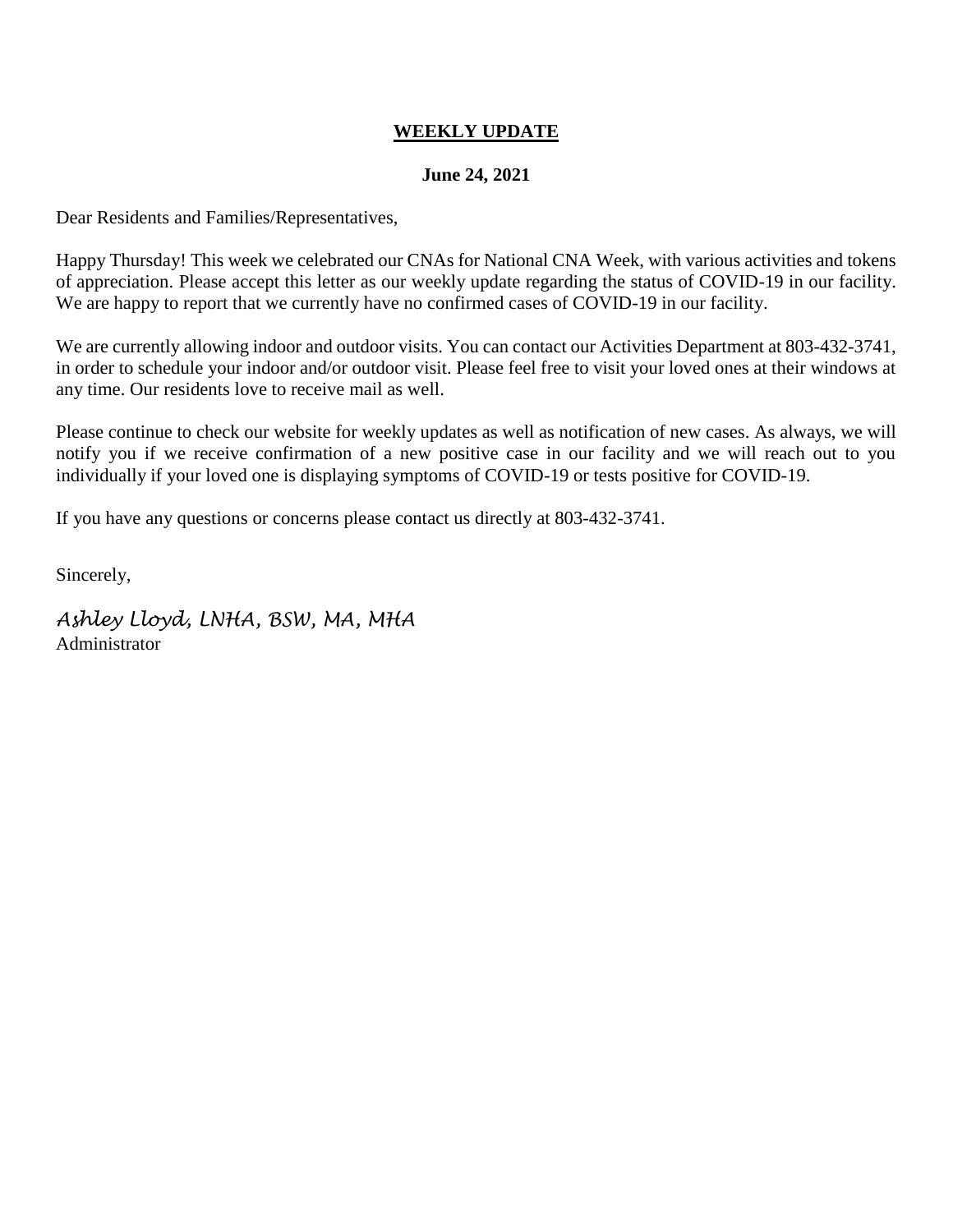**<u>WEEKLY UPDATE</u>**

**June 24, 2021**

Dear Residents and Families/Representatives,

Happy Thursday! This week we celebrated our CNAs for National CNA Week, with various activities and tokens of appreciation. Please accept this letter as our weekly update regarding the status of COVID-19 in our facility. We are happy to report that we currently have no confirmed cases of COVID-19 in our facility.

We are currently allowing indoor and outdoor visits. You can contact our Activities Department at 803-432-3741, in order to schedule your indoor and/or outdoor visit. Please feel free to visit your loved ones at their windows at any time. Our residents love to receive mail as well.

Please continue to check our website for weekly updates as well as notification of new cases. As always, we will notify you if we receive confirmation of a new positive case in our facility and we will reach out to you individually if your loved one is displaying symptoms of COVID-19 or tests positive for COVID-19.

If you have any questions or concerns please contact us directly at 803-432-3741.

Sincerely,

*Ashley Lloyd, LNHA, BSW, MA, MHA*
Administrator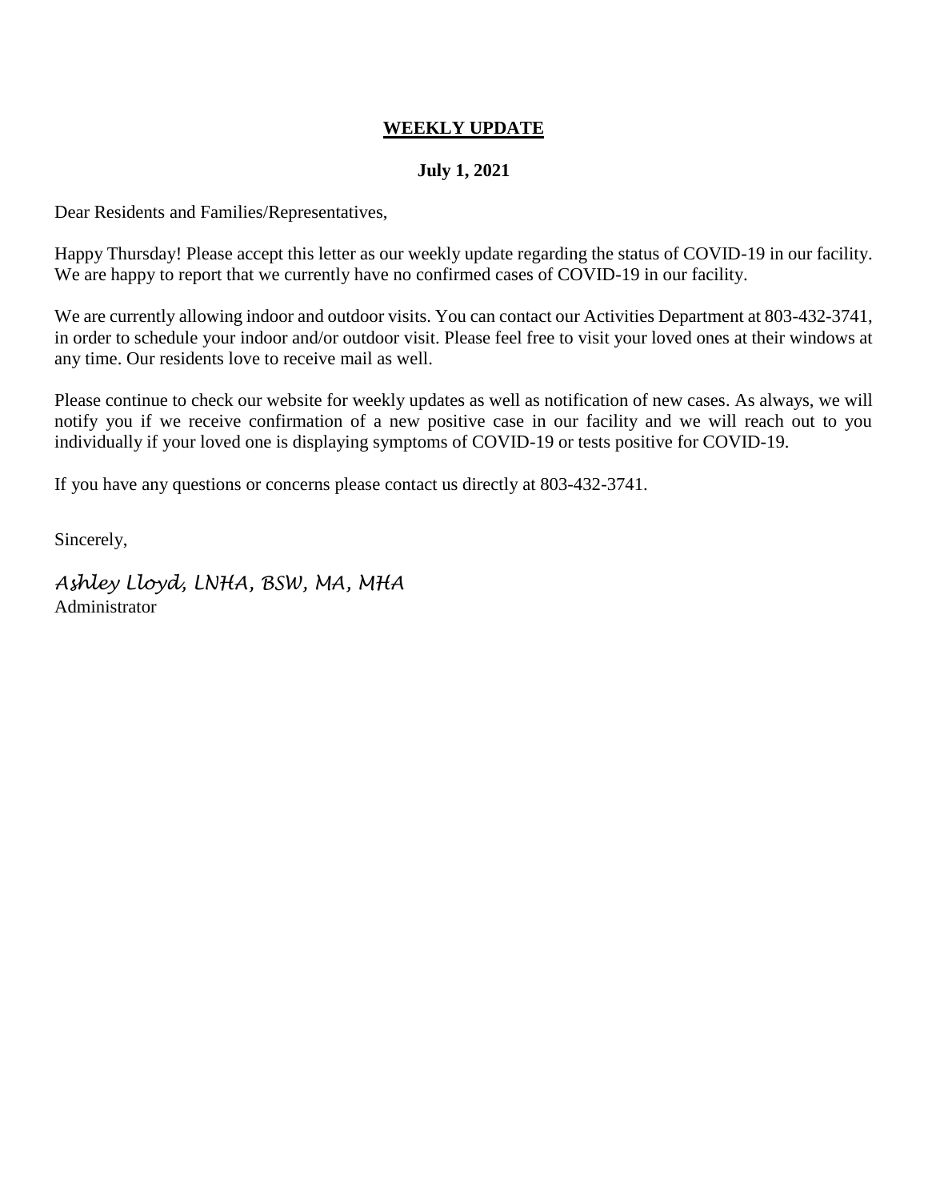**WEEKLY UPDATE**

**July 1, 2021**

Dear Residents and Families/Representatives,

Happy Thursday! Please accept this letter as our weekly update regarding the status of COVID-19 in our facility. We are happy to report that we currently have no confirmed cases of COVID-19 in our facility.

We are currently allowing indoor and outdoor visits. You can contact our Activities Department at 803-432-3741, in order to schedule your indoor and/or outdoor visit. Please feel free to visit your loved ones at their windows at any time. Our residents love to receive mail as well.

Please continue to check our website for weekly updates as well as notification of new cases. As always, we will notify you if we receive confirmation of a new positive case in our facility and we will reach out to you individually if your loved one is displaying symptoms of COVID-19 or tests positive for COVID-19.

If you have any questions or concerns please contact us directly at 803-432-3741.

Sincerely,

*Ashley Lloyd, LNHA, BSW, MA, MHA*
Administrator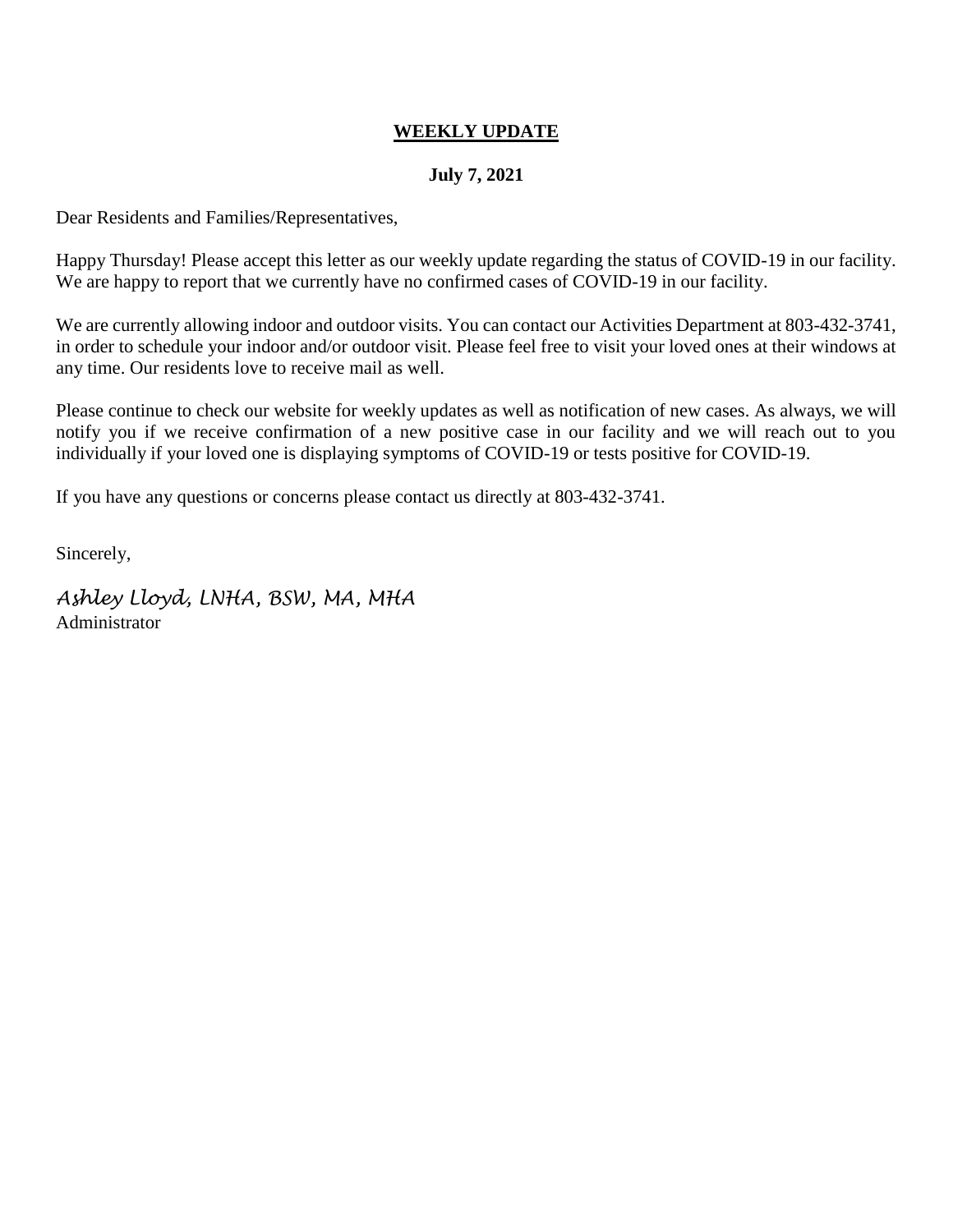**<u>WEEKLY UPDATE</u>**

**July 7, 2021**

Dear Residents and Families/Representatives,

Happy Thursday! Please accept this letter as our weekly update regarding the status of COVID-19 in our facility. We are happy to report that we currently have no confirmed cases of COVID-19 in our facility.

We are currently allowing indoor and outdoor visits. You can contact our Activities Department at 803-432-3741, in order to schedule your indoor and/or outdoor visit. Please feel free to visit your loved ones at their windows at any time. Our residents love to receive mail as well.

Please continue to check our website for weekly updates as well as notification of new cases. As always, we will notify you if we receive confirmation of a new positive case in our facility and we will reach out to you individually if your loved one is displaying symptoms of COVID-19 or tests positive for COVID-19.

If you have any questions or concerns please contact us directly at 803-432-3741.

Sincerely,

*Ashley Lloyd, LNHA, BSW, MA, MHA*
Administrator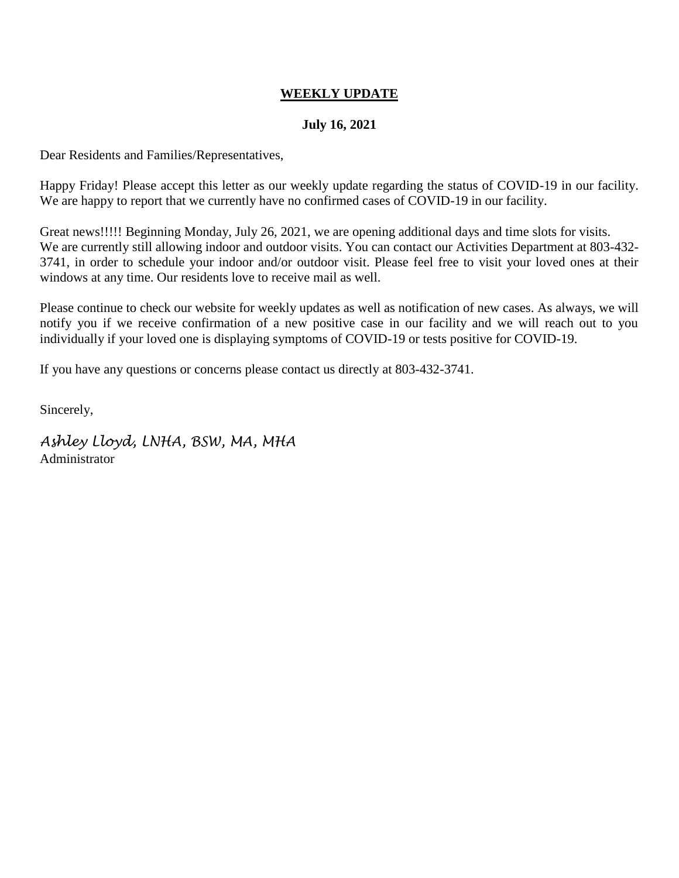**WEEKLY UPDATE**

**July 16, 2021**

Dear Residents and Families/Representatives,

Happy Friday! Please accept this letter as our weekly update regarding the status of COVID-19 in our facility. We are happy to report that we currently have no confirmed cases of COVID-19 in our facility.

Great news!!!!! Beginning Monday, July 26, 2021, we are opening additional days and time slots for visits. We are currently still allowing indoor and outdoor visits. You can contact our Activities Department at 803-432-3741, in order to schedule your indoor and/or outdoor visit. Please feel free to visit your loved ones at their windows at any time. Our residents love to receive mail as well.

Please continue to check our website for weekly updates as well as notification of new cases. As always, we will notify you if we receive confirmation of a new positive case in our facility and we will reach out to you individually if your loved one is displaying symptoms of COVID-19 or tests positive for COVID-19.

If you have any questions or concerns please contact us directly at 803-432-3741.

Sincerely,

*Ashley Lloyd, LNHA, BSW, MA, MHA*
Administrator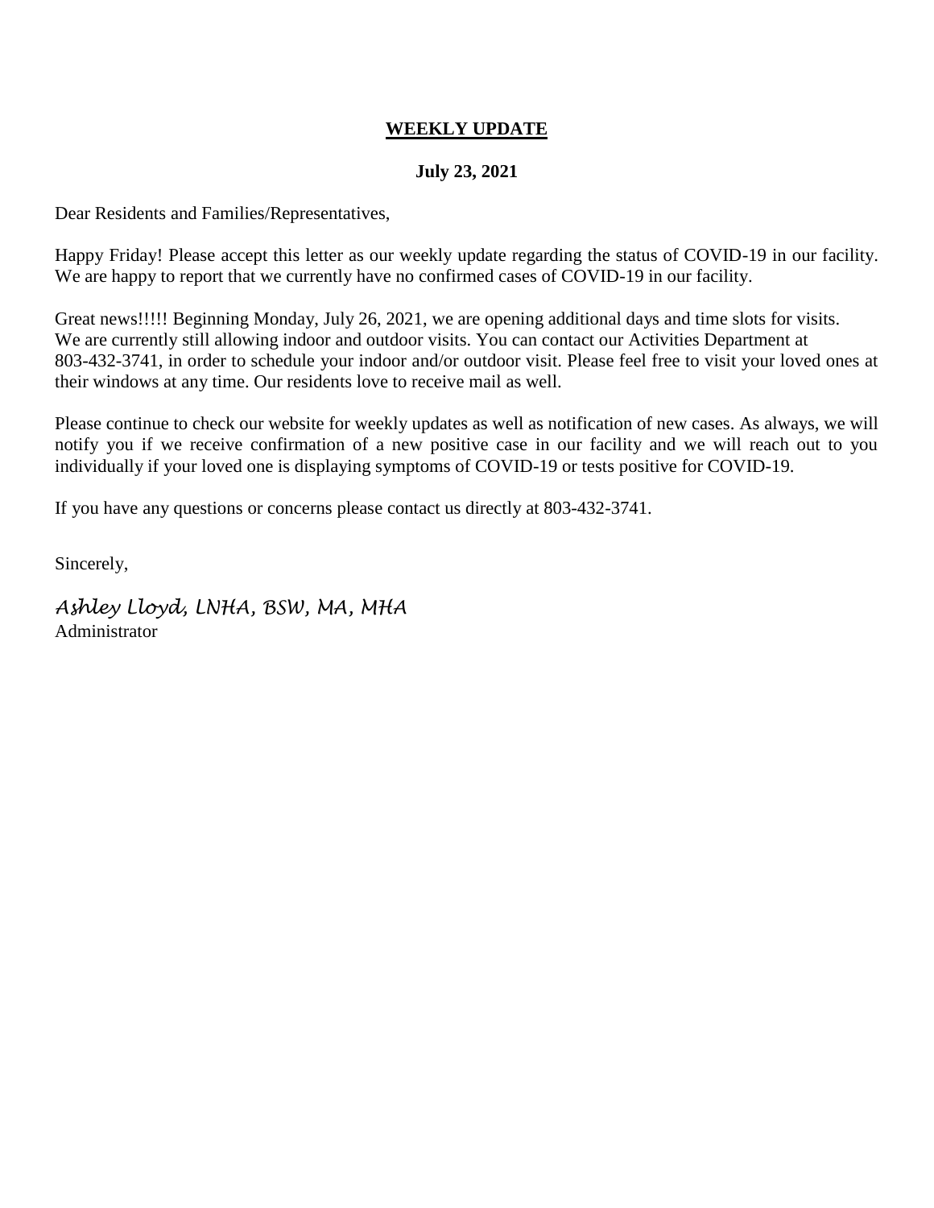**WEEKLY UPDATE**

**July 23, 2021**

Dear Residents and Families/Representatives,

Happy Friday! Please accept this letter as our weekly update regarding the status of COVID-19 in our facility. We are happy to report that we currently have no confirmed cases of COVID-19 in our facility.

Great news!!!!! Beginning Monday, July 26, 2021, we are opening additional days and time slots for visits. We are currently still allowing indoor and outdoor visits. You can contact our Activities Department at 803-432-3741, in order to schedule your indoor and/or outdoor visit. Please feel free to visit your loved ones at their windows at any time. Our residents love to receive mail as well.

Please continue to check our website for weekly updates as well as notification of new cases. As always, we will notify you if we receive confirmation of a new positive case in our facility and we will reach out to you individually if your loved one is displaying symptoms of COVID-19 or tests positive for COVID-19.

If you have any questions or concerns please contact us directly at 803-432-3741.

Sincerely,

*Ashley Lloyd, LNHA, BSW, MA, MHA*
Administrator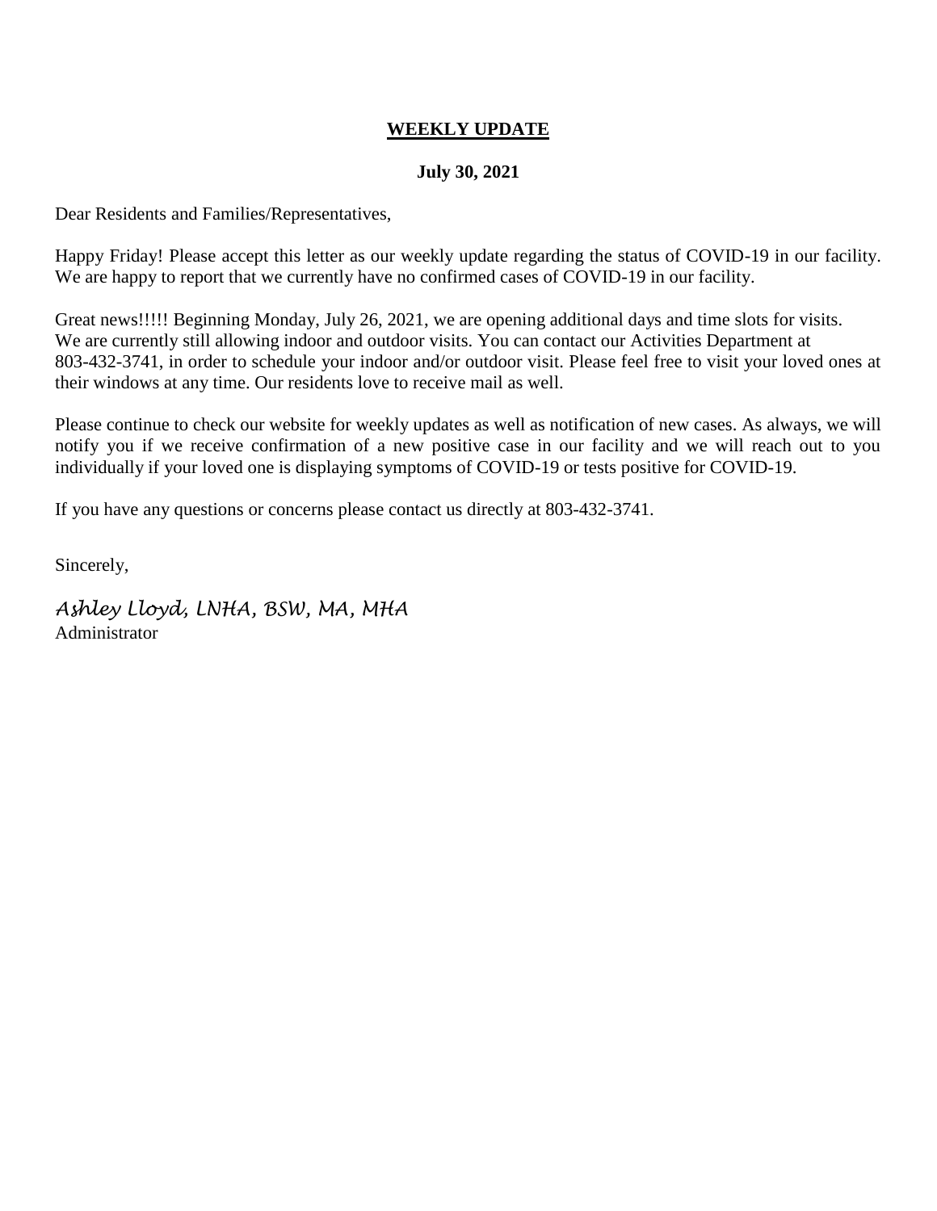**WEEKLY UPDATE**

**July 30, 2021**

Dear Residents and Families/Representatives,

Happy Friday! Please accept this letter as our weekly update regarding the status of COVID-19 in our facility. We are happy to report that we currently have no confirmed cases of COVID-19 in our facility.

Great news!!!!! Beginning Monday, July 26, 2021, we are opening additional days and time slots for visits. We are currently still allowing indoor and outdoor visits. You can contact our Activities Department at 803-432-3741, in order to schedule your indoor and/or outdoor visit. Please feel free to visit your loved ones at their windows at any time. Our residents love to receive mail as well.

Please continue to check our website for weekly updates as well as notification of new cases. As always, we will notify you if we receive confirmation of a new positive case in our facility and we will reach out to you individually if your loved one is displaying symptoms of COVID-19 or tests positive for COVID-19.

If you have any questions or concerns please contact us directly at 803-432-3741.

Sincerely,

*Ashley Lloyd, LNHA, BSW, MA, MHA*
Administrator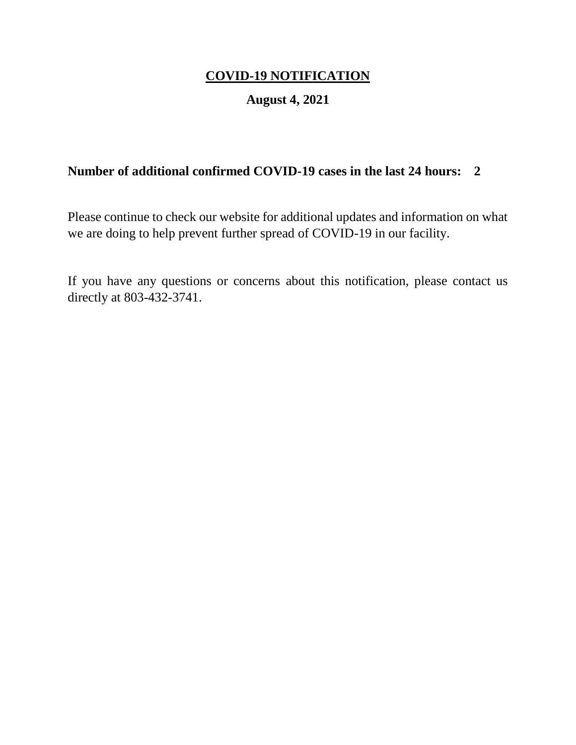# <u>COVID-19 NOTIFICATION</u>

**August 4, 2021**

**Number of additional confirmed COVID-19 cases in the last 24 hours: 2**

Please continue to check our website for additional updates and information on what we are doing to help prevent further spread of COVID-19 in our facility.

If you have any questions or concerns about this notification, please contact us directly at 803-432-3741.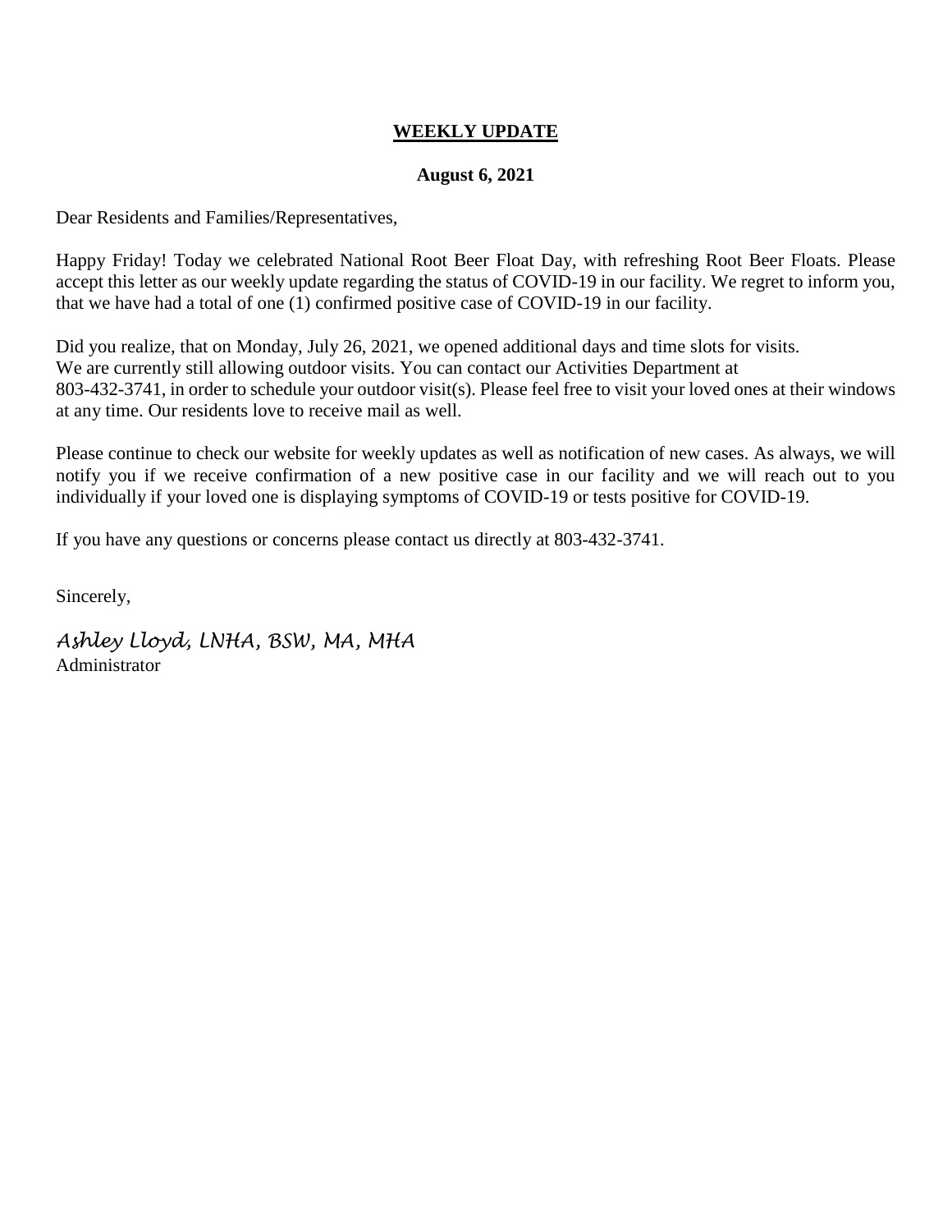**<u>WEEKLY UPDATE</u>**

**August 6, 2021**

Dear Residents and Families/Representatives,

Happy Friday! Today we celebrated National Root Beer Float Day, with refreshing Root Beer Floats. Please accept this letter as our weekly update regarding the status of COVID-19 in our facility. We regret to inform you, that we have had a total of one (1) confirmed positive case of COVID-19 in our facility.

Did you realize, that on Monday, July 26, 2021, we opened additional days and time slots for visits.
We are currently still allowing outdoor visits. You can contact our Activities Department at
803-432-3741, in order to schedule your outdoor visit(s). Please feel free to visit your loved ones at their windows at any time. Our residents love to receive mail as well.

Please continue to check our website for weekly updates as well as notification of new cases. As always, we will notify you if we receive confirmation of a new positive case in our facility and we will reach out to you individually if your loved one is displaying symptoms of COVID-19 or tests positive for COVID-19.

If you have any questions or concerns please contact us directly at 803-432-3741.

Sincerely,

*Ashley Lloyd, LNHA, BSW, MA, MHA*
Administrator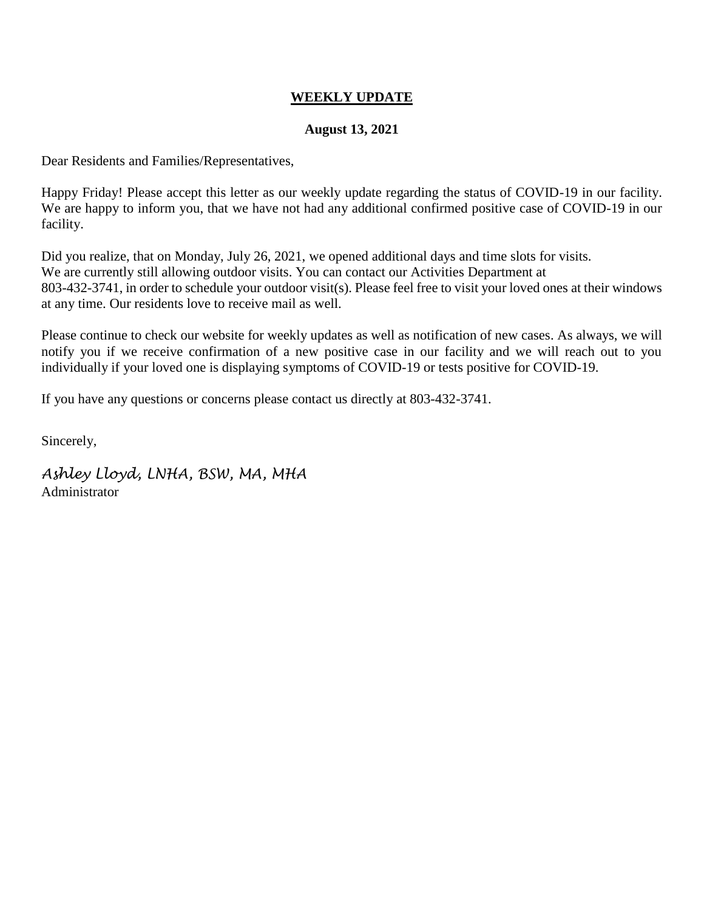# **WEEKLY UPDATE**

**August 13, 2021**

Dear Residents and Families/Representatives,

Happy Friday! Please accept this letter as our weekly update regarding the status of COVID-19 in our facility. We are happy to inform you, that we have not had any additional confirmed positive case of COVID-19 in our facility.

Did you realize, that on Monday, July 26, 2021, we opened additional days and time slots for visits. We are currently still allowing outdoor visits. You can contact our Activities Department at 803-432-3741, in order to schedule your outdoor visit(s). Please feel free to visit your loved ones at their windows at any time. Our residents love to receive mail as well.

Please continue to check our website for weekly updates as well as notification of new cases. As always, we will notify you if we receive confirmation of a new positive case in our facility and we will reach out to you individually if your loved one is displaying symptoms of COVID-19 or tests positive for COVID-19.

If you have any questions or concerns please contact us directly at 803-432-3741.

Sincerely,

*Ashley Lloyd, LNHA, BSW, MA, MHA*
Administrator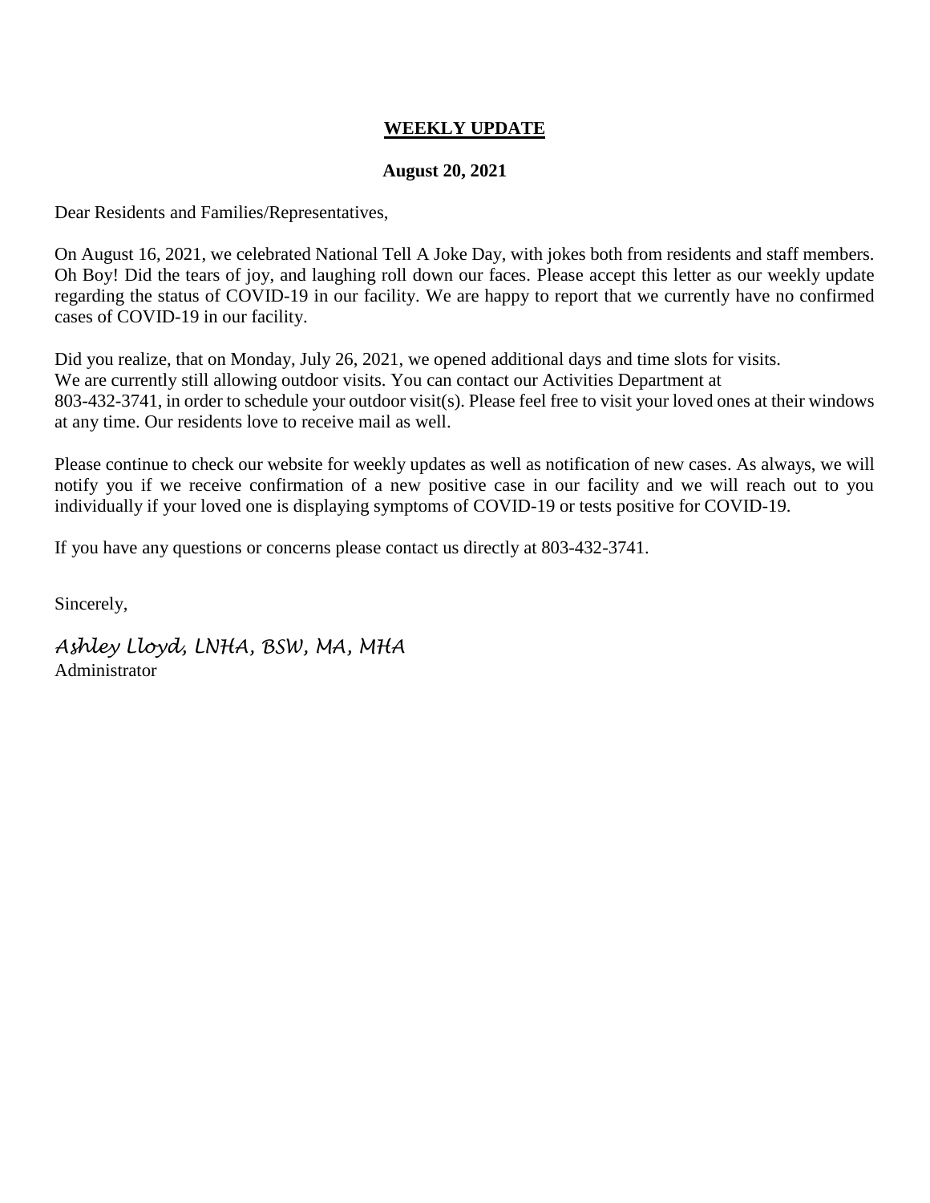## **<u>WEEKLY UPDATE</u>**

**August 20, 2021**

Dear Residents and Families/Representatives,

On August 16, 2021, we celebrated National Tell A Joke Day, with jokes both from residents and staff members. Oh Boy! Did the tears of joy, and laughing roll down our faces. Please accept this letter as our weekly update regarding the status of COVID-19 in our facility. We are happy to report that we currently have no confirmed cases of COVID-19 in our facility.

Did you realize, that on Monday, July 26, 2021, we opened additional days and time slots for visits. We are currently still allowing outdoor visits. You can contact our Activities Department at 803-432-3741, in order to schedule your outdoor visit(s). Please feel free to visit your loved ones at their windows at any time. Our residents love to receive mail as well.

Please continue to check our website for weekly updates as well as notification of new cases. As always, we will notify you if we receive confirmation of a new positive case in our facility and we will reach out to you individually if your loved one is displaying symptoms of COVID-19 or tests positive for COVID-19.

If you have any questions or concerns please contact us directly at 803-432-3741.

Sincerely,

*Ashley Lloyd, LNHA, BSW, MA, MHA*
Administrator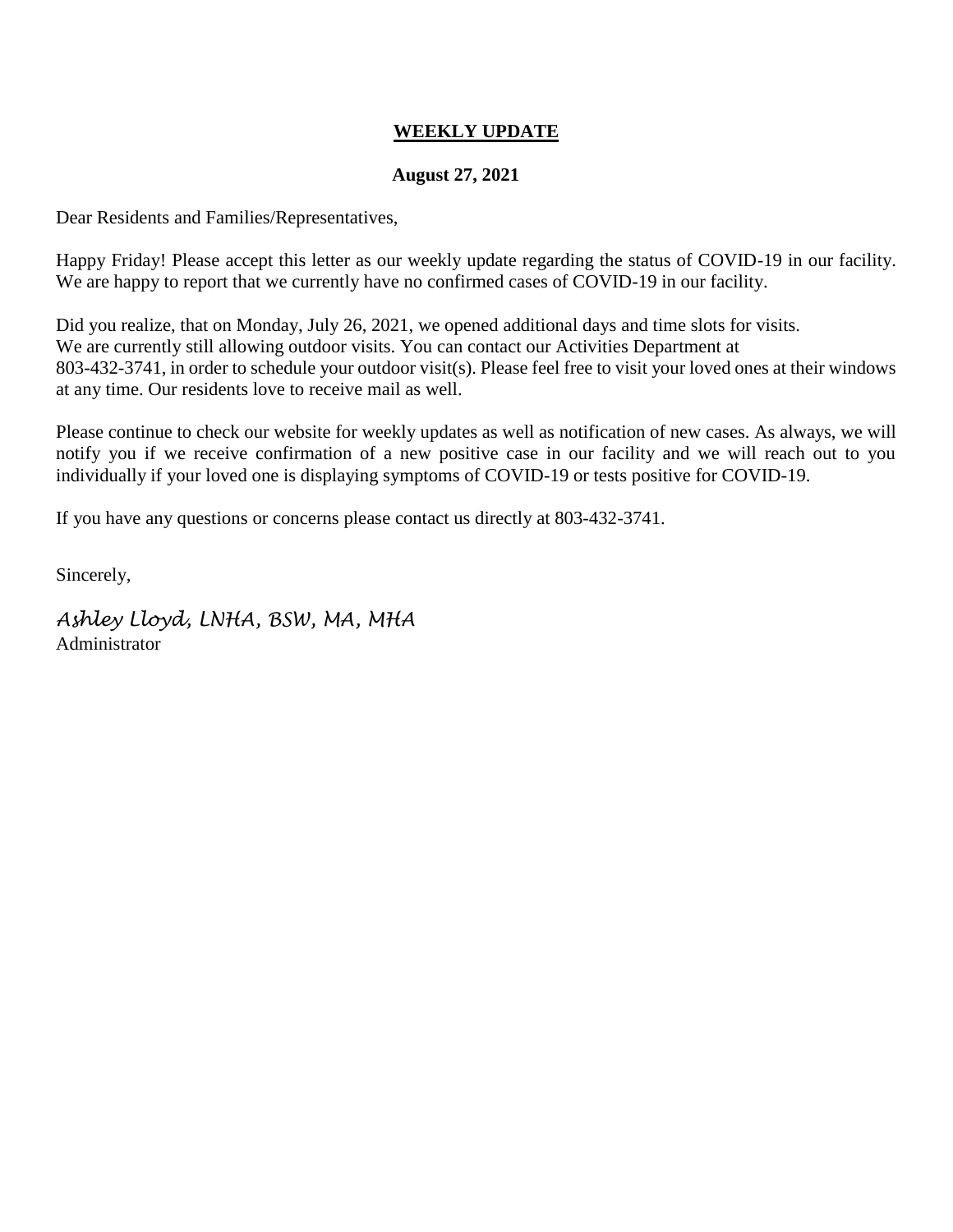**WEEKLY UPDATE**

**August 27, 2021**

Dear Residents and Families/Representatives,

Happy Friday! Please accept this letter as our weekly update regarding the status of COVID-19 in our facility. We are happy to report that we currently have no confirmed cases of COVID-19 in our facility.

Did you realize, that on Monday, July 26, 2021, we opened additional days and time slots for visits. We are currently still allowing outdoor visits. You can contact our Activities Department at 803-432-3741, in order to schedule your outdoor visit(s). Please feel free to visit your loved ones at their windows at any time. Our residents love to receive mail as well.

Please continue to check our website for weekly updates as well as notification of new cases. As always, we will notify you if we receive confirmation of a new positive case in our facility and we will reach out to you individually if your loved one is displaying symptoms of COVID-19 or tests positive for COVID-19.

If you have any questions or concerns please contact us directly at 803-432-3741.

Sincerely,

*Ashley Lloyd, LNHA, BSW, MA, MHA*
Administrator